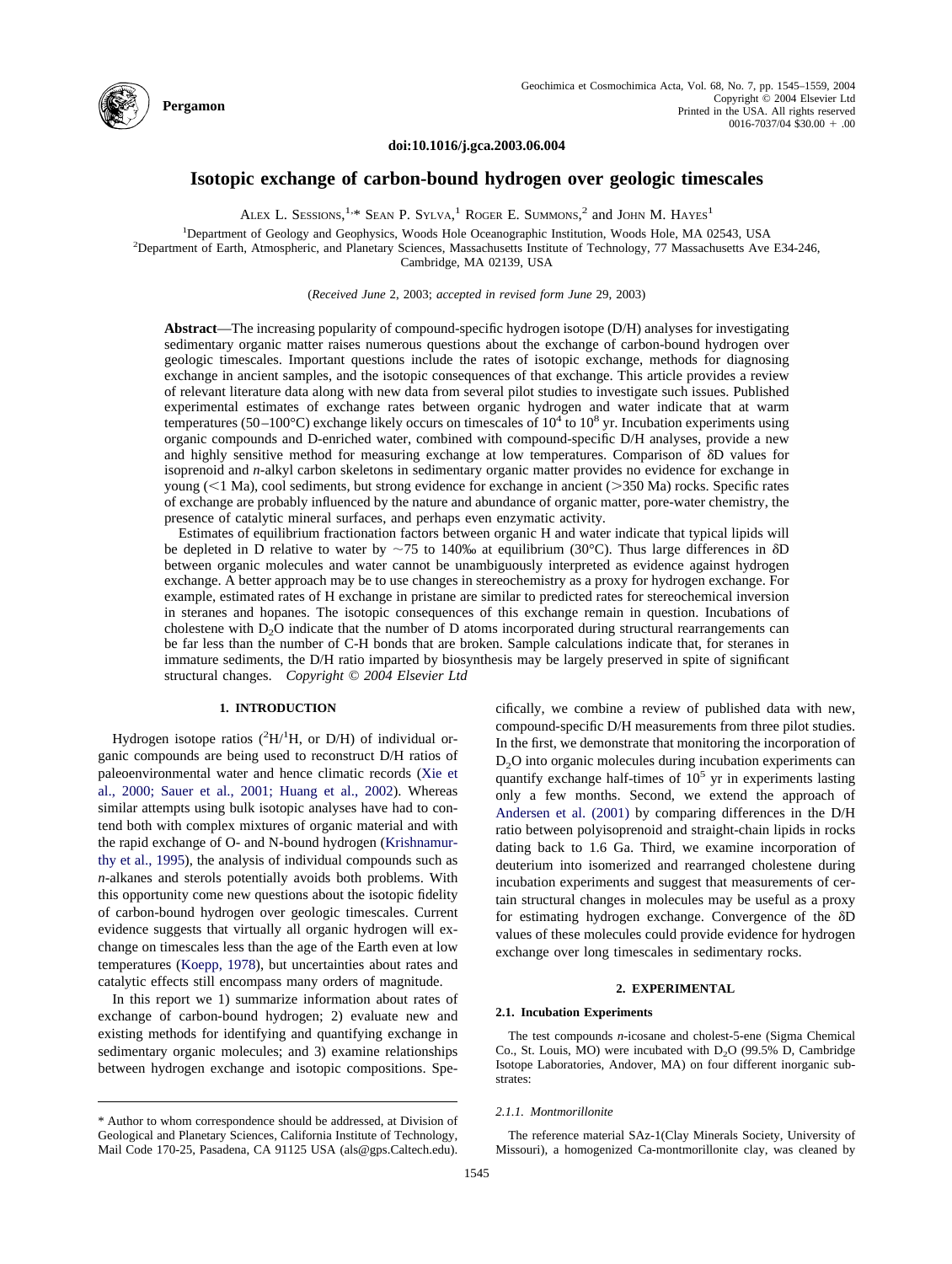doi:10.1016/j.gca.2003.06.004

# Isotopic exchange of carbon-bound hydrogen over geologic timescales

Alex L. Sessions,[1,*] Sean P. Sylva,[1] Roger E. Summons,[2] and John M. Hayes[1]

[1]Department of Geology and Geophysics, Woods Hole Oceanographic Institution, Woods Hole, MA 02543, USA
[2]Department of Earth, Atmospheric, and Planetary Sciences, Massachusetts Institute of Technology, 77 Massachusetts Ave E34-246, Cambridge, MA 02139, USA

(*Received June 2, 2003; accepted in revised form June 29, 2003*)

**Abstract**—The increasing popularity of compound-specific hydrogen isotope (D/H) analyses for investigating sedimentary organic matter raises numerous questions about the exchange of carbon-bound hydrogen over geologic timescales. Important questions include the rates of isotopic exchange, methods for diagnosing exchange in ancient samples, and the isotopic consequences of that exchange. This article provides a review of relevant literature data along with new data from several pilot studies to investigate such issues. Published experimental estimates of exchange rates between organic hydrogen and water indicate that at warm temperatures (50–100°C) exchange likely occurs on timescales of $10^4$ to $10^8$ yr. Incubation experiments using organic compounds and D-enriched water, combined with compound-specific D/H analyses, provide a new and highly sensitive method for measuring exchange at low temperatures. Comparison of δD values for isoprenoid and *n*-alkyl carbon skeletons in sedimentary organic matter provides no evidence for exchange in young (<1 Ma), cool sediments, but strong evidence for exchange in ancient (>350 Ma) rocks. Specific rates of exchange are probably influenced by the nature and abundance of organic matter, pore-water chemistry, the presence of catalytic mineral surfaces, and perhaps even enzymatic activity.

Estimates of equilibrium fractionation factors between organic H and water indicate that typical lipids will be depleted in D relative to water by ~75 to 140‰ at equilibrium (30°C). Thus large differences in δD between organic molecules and water cannot be unambiguously interpreted as evidence against hydrogen exchange. A better approach may be to use changes in stereochemistry as a proxy for hydrogen exchange. For example, estimated rates of H exchange in pristane are similar to predicted rates for stereochemical inversion in steranes and hopanes. The isotopic consequences of this exchange remain in question. Incubations of cholestene with $D_2O$ indicate that the number of D atoms incorporated during structural rearrangements can be far less than the number of C-H bonds that are broken. Sample calculations indicate that, for steranes in immature sediments, the D/H ratio imparted by biosynthesis may be largely preserved in spite of significant structural changes. *Copyright © 2004 Elsevier Ltd*

## 1. INTRODUCTION

Hydrogen isotope ratios ($^2H/^1H$, or D/H) of individual organic compounds are being used to reconstruct D/H ratios of paleoenvironmental water and hence climatic records (Xie et al., 2000; Sauer et al., 2001; Huang et al., 2002). Whereas similar attempts using bulk isotopic analyses have had to contend both with complex mixtures of organic material and with the rapid exchange of O- and N-bound hydrogen (Krishnamurthy et al., 1995), the analysis of individual compounds such as *n*-alkanes and sterols potentially avoids both problems. With this opportunity come new questions about the isotopic fidelity of carbon-bound hydrogen over geologic timescales. Current evidence suggests that virtually all organic hydrogen will exchange on timescales less than the age of the Earth even at low temperatures (Koepp, 1978), but uncertainties about rates and catalytic effects still encompass many orders of magnitude.

In this report we 1) summarize information about rates of exchange of carbon-bound hydrogen; 2) evaluate new and existing methods for identifying and quantifying exchange in sedimentary organic molecules; and 3) examine relationships between hydrogen exchange and isotopic compositions. Specifically, we combine a review of published data with new, compound-specific D/H measurements from three pilot studies. In the first, we demonstrate that monitoring the incorporation of $D_2O$ into organic molecules during incubation experiments can quantify exchange half-times of $10^5$ yr in experiments lasting only a few months. Second, we extend the approach of Andersen et al. (2001) by comparing differences in the D/H ratio between polyisoprenoid and straight-chain lipids in rocks dating back to 1.6 Ga. Third, we examine incorporation of deuterium into isomerized and rearranged cholestene during incubation experiments and suggest that measurements of certain structural changes in molecules may be useful as a proxy for estimating hydrogen exchange. Convergence of the δD values of these molecules could provide evidence for hydrogen exchange over long timescales in sedimentary rocks.

## 2. EXPERIMENTAL

### 2.1. Incubation Experiments

The test compounds *n*-icosane and cholest-5-ene (Sigma Chemical Co., St. Louis, MO) were incubated with $D_2O$ (99.5% D, Cambridge Isotope Laboratories, Andover, MA) on four different inorganic substrates:

#### 2.1.1. Montmorillonite

The reference material SAz-1(Clay Minerals Society, University of Missouri), a homogenized Ca-montmorillonite clay, was cleaned by

\* Author to whom correspondence should be addressed, at Division of Geological and Planetary Sciences, California Institute of Technology, Mail Code 170-25, Pasadena, CA 91125 USA (als@gps.Caltech.edu).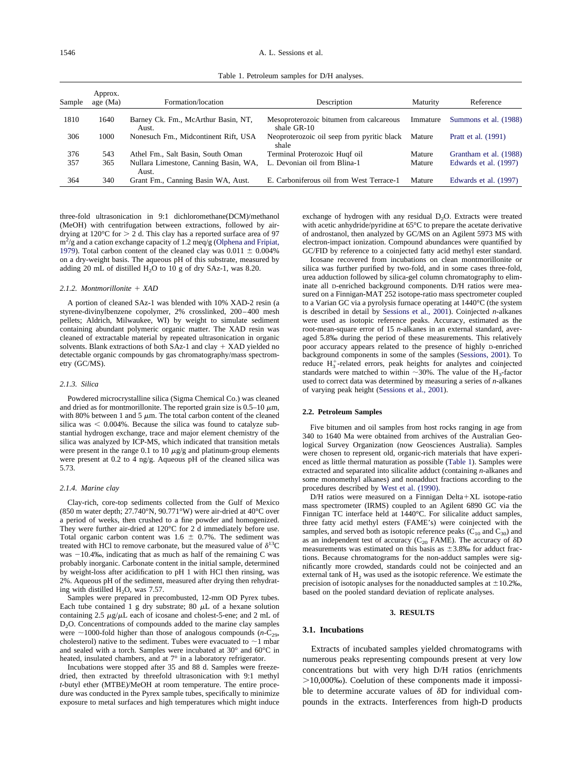Table 1. Petroleum samples for D/H analyses.

| Sample | Approx. age (Ma) | Formation/location | Description | Maturity | Reference |
|---|---|---|---|---|---|
| 1810 | 1640 | Barney Ck. Fm., McArthur Basin, NT, Aust. | Mesoproterozoic bitumen from calcareous shale GR-10 | Immature | Summons et al. (1988) |
| 306 | 1000 | Nonesuch Fm., Midcontinent Rift, USA | Neoproterozoic oil seep from pyritic black shale | Mature | Pratt et al. (1991) |
| 376 | 543 | Athel Fm., Salt Basin, South Oman | Terminal Proterozoic Huqf oil | Mature | Grantham et al. (1988) |
| 357 | 365 | Nullara Limestone, Canning Basin, WA, Aust. | L. Devonian oil from Blina-1 | Mature | Edwards et al. (1997) |
| 364 | 340 | Grant Fm., Canning Basin WA, Aust. | E. Carboniferous oil from West Terrace-1 | Mature | Edwards et al. (1997) |

three-fold ultrasonication in 9:1 dichloromethane(DCM)/methanol (MeOH) with centrifugation between extractions, followed by air-drying at 120°C for > 2 d. This clay has a reported surface area of 97 $m^2$/g and a cation exchange capacity of 1.2 meq/g (Olphena and Fripiat, 1979). Total carbon content of the cleaned clay was 0.011 ± 0.004% on a dry-weight basis. The aqueous pH of this substrate, measured by adding 20 mL of distilled $H_2O$ to 10 g of dry SAz-1, was 8.20.

#### 2.1.2. Montmorillonite + XAD

A portion of cleaned SAz-1 was blended with 10% XAD-2 resin (a styrene-divinylbenzene copolymer, 2% crosslinked, 200–400 mesh pellets; Aldrich, Milwaukee, WI) by weight to simulate sediment containing abundant polymeric organic matter. The XAD resin was cleaned of extractable material by repeated ultrasonication in organic solvents. Blank extractions of both SAz-1 and clay + XAD yielded no detectable organic compounds by gas chromatography/mass spectrometry (GC/MS).

#### 2.1.3. Silica

Powdered microcrystalline silica (Sigma Chemical Co.) was cleaned and dried as for montmorillonite. The reported grain size is 0.5–10 μm, with 80% between 1 and 5 μm. The total carbon content of the cleaned silica was < 0.004%. Because the silica was found to catalyze substantial hydrogen exchange, trace and major element chemistry of the silica was analyzed by ICP-MS, which indicated that transition metals were present in the range 0.1 to 10 μg/g and platinum-group elements were present at 0.2 to 4 ng/g. Aqueous pH of the cleaned silica was 5.73.

#### 2.1.4. Marine clay

Clay-rich, core-top sediments collected from the Gulf of Mexico (850 m water depth; 27.740°N, 90.771°W) were air-dried at 40°C over a period of weeks, then crushed to a fine powder and homogenized. They were further air-dried at 120°C for 2 d immediately before use. Total organic carbon content was 1.6 ± 0.7%. The sediment was treated with HCl to remove carbonate, but the measured value of $\delta^{13}C$ was −10.4‰, indicating that as much as half of the remaining C was probably inorganic. Carbonate content in the initial sample, determined by weight-loss after acidification to pH 1 with HCl then rinsing, was 2%. Aqueous pH of the sediment, measured after drying then rehydrating with distilled $H_2O$, was 7.57.

Samples were prepared in precombusted, 12-mm OD Pyrex tubes. Each tube contained 1 g dry substrate; 80 μL of a hexane solution containing 2.5 μg/μL each of icosane and cholest-5-ene; and 2 mL of $D_2O$. Concentrations of compounds added to the marine clay samples were ~1000-fold higher than those of analogous compounds ($n$-$C_{29}$, cholesterol) native to the sediment. Tubes were evacuated to ~1 mbar and sealed with a torch. Samples were incubated at 30° and 60°C in heated, insulated chambers, and at 7° in a laboratory refrigerator.

Incubations were stopped after 35 and 88 d. Samples were freeze-dried, then extracted by threefold ultrasonication with 9:1 methyl *t*-butyl ether (MTBE)/MeOH at room temperature. The entire procedure was conducted in the Pyrex sample tubes, specifically to minimize exposure to metal surfaces and high temperatures which might induce exchange of hydrogen with any residual $D_2O$. Extracts were treated with acetic anhydride/pyridine at 65°C to prepare the acetate derivative of androstanol, then analyzed by GC/MS on an Agilent 5973 MS with electron-impact ionization. Compound abundances were quantified by GC/FID by reference to a coinjected fatty acid methyl ester standard.

Icosane recovered from incubations on clean montmorillonite or silica was further purified by two-fold, and in some cases three-fold, urea adduction followed by silica-gel column chromatography to eliminate all D-enriched background components. D/H ratios were measured on a Finnigan-MAT 252 isotope-ratio mass spectrometer coupled to a Varian GC via a pyrolysis furnace operating at 1440°C (the system is described in detail by Sessions et al., 2001). Coinjected *n*-alkanes were used as isotopic reference peaks. Accuracy, estimated as the root-mean-square error of 15 *n*-alkanes in an external standard, averaged 5.8‰ during the period of these measurements. This relatively poor accuracy appears related to the presence of highly D-enriched background components in some of the samples (Sessions, 2001). To reduce $H_3^+$-related errors, peak heights for analytes and coinjected standards were matched to within ~30%. The value of the $H_3$-factor used to correct data was determined by measuring a series of *n*-alkanes of varying peak height (Sessions et al., 2001).

### 2.2. Petroleum Samples

Five bitumen and oil samples from host rocks ranging in age from 340 to 1640 Ma were obtained from archives of the Australian Geological Survey Organization (now Geosciences Australia). Samples were chosen to represent old, organic-rich materials that have experienced as little thermal maturation as possible (Table 1). Samples were extracted and separated into silicalite adduct (containing *n*-alkanes and some monomethyl alkanes) and nonadduct fractions according to the procedures described by West et al. (1990).

D/H ratios were measured on a Finnigan Delta+XL isotope-ratio mass spectrometer (IRMS) coupled to an Agilent 6890 GC via the Finnigan TC interface held at 1440°C. For silicalite adduct samples, three fatty acid methyl esters (FAME's) were coinjected with the samples, and served both as isotopic reference peaks ($C_{10}$ and $C_{30}$) and as an independent test of accuracy ($C_{20}$ FAME). The accuracy of δD measurements was estimated on this basis as ±3.8‰ for adduct fractions. Because chromatograms for the non-adduct samples were significantly more crowded, standards could not be coinjected and an external tank of $H_2$ was used as the isotopic reference. We estimate the precision of isotopic analyses for the nonadducted samples at ±10.2‰, based on the pooled standard deviation of replicate analyses.

## 3. RESULTS

### 3.1. Incubations

Extracts of incubated samples yielded chromatograms with numerous peaks representing compounds present at very low concentrations but with very high D/H ratios (enrichments >10,000‰). Coelution of these components made it impossible to determine accurate values of δD for individual compounds in the extracts. Interferences from high-D products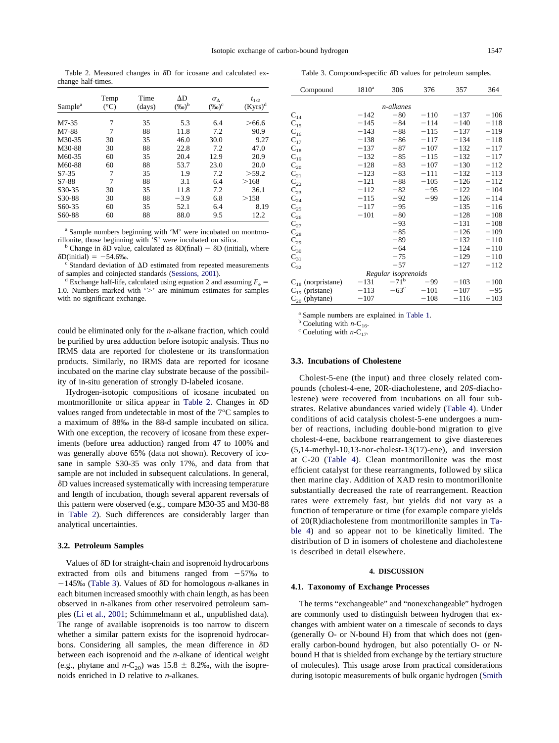Table 2. Measured changes in δD for icosane and calculated exchange half-times.

| Sample[a] | Temp (°C) | Time (days) | ΔD (‰)[b] | $\sigma_\Delta$ (‰)[c] | $t_{1/2}$ (Kyrs)[d] |
|---|---|---|---|---|---|
| M7-35 | 7 | 35 | 5.3 | 6.4 | >66.6 |
| M7-88 | 7 | 88 | 11.8 | 7.2 | 90.9 |
| M30-35 | 30 | 35 | 46.0 | 30.0 | 9.27 |
| M30-88 | 30 | 88 | 22.8 | 7.2 | 47.0 |
| M60-35 | 60 | 35 | 20.4 | 12.9 | 20.9 |
| M60-88 | 60 | 88 | 53.7 | 23.0 | 20.0 |
| S7-35 | 7 | 35 | 1.9 | 7.2 | >59.2 |
| S7-88 | 7 | 88 | 3.1 | 6.4 | >168 |
| S30-35 | 30 | 35 | 11.8 | 7.2 | 36.1 |
| S30-88 | 30 | 88 | −3.9 | 6.8 | >158 |
| S60-35 | 60 | 35 | 52.1 | 6.4 | 8.19 |
| S60-88 | 60 | 88 | 88.0 | 9.5 | 12.2 |

[a] Sample numbers beginning with 'M' were incubated on montmorillonite, those beginning with 'S' were incubated on silica.
[b] Change in δD value, calculated as δD(final) − δD (initial), where δD(initial) = −54.6‰.
[c] Standard deviation of ΔD estimated from repeated measurements of samples and coinjected standards (Sessions, 2001).
[d] Exchange half-life, calculated using equation 2 and assuming $F_e$ = 1.0. Numbers marked with '>' are minimum estimates for samples with no significant exchange.

could be eliminated only for the *n*-alkane fraction, which could be purified by urea adduction before isotopic analysis. Thus no IRMS data are reported for cholestene or its transformation products. Similarly, no IRMS data are reported for icosane incubated on the marine clay substrate because of the possibility of in-situ generation of strongly D-labeled icosane.

Hydrogen-isotopic compositions of icosane incubated on montmorillonite or silica appear in Table 2. Changes in δD values ranged from undetectable in most of the 7°C samples to a maximum of 88‰ in the 88-d sample incubated on silica. With one exception, the recovery of icosane from these experiments (before urea adduction) ranged from 47 to 100% and was generally above 65% (data not shown). Recovery of icosane in sample S30-35 was only 17%, and data from that sample are not included in subsequent calculations. In general, δD values increased systematically with increasing temperature and length of incubation, though several apparent reversals of this pattern were observed (e.g., compare M30-35 and M30-88 in Table 2). Such differences are considerably larger than analytical uncertainties.

### 3.2. Petroleum Samples

Values of δD for straight-chain and isoprenoid hydrocarbons extracted from oils and bitumens ranged from −57‰ to −145‰ (Table 3). Values of δD for homologous *n*-alkanes in each bitumen increased smoothly with chain length, as has been observed in *n*-alkanes from other reservoired petroleum samples (Li et al., 2001; Schimmelmann et al., unpublished data). The range of available isoprenoids is too narrow to discern whether a similar pattern exists for the isoprenoid hydrocarbons. Considering all samples, the mean difference in δD between each isoprenoid and the *n*-alkane of identical weight (e.g., phytane and *n*-$C_{20}$) was 15.8 ± 8.2‰, with the isoprenoids enriched in D relative to *n*-alkanes.

Table 3. Compound-specific δD values for petroleum samples.

| Compound | 1810[a] | 306 | 376 | 357 | 364 |
|---|---|---|---|---|---|
| | | *n-alkanes* | | | |
| $C_{14}$ | −142 | −80 | −110 | −137 | −106 |
| $C_{15}$ | −145 | −84 | −114 | −140 | −118 |
| $C_{16}$ | −143 | −88 | −115 | −137 | −119 |
| $C_{17}$ | −138 | −86 | −117 | −134 | −118 |
| $C_{18}$ | −137 | −87 | −107 | −132 | −117 |
| $C_{19}$ | −132 | −85 | −115 | −132 | −117 |
| $C_{20}$ | −128 | −83 | −107 | −130 | −112 |
| $C_{21}$ | −123 | −83 | −111 | −132 | −113 |
| $C_{22}$ | −121 | −88 | −105 | −126 | −112 |
| $C_{23}$ | −112 | −82 | −95 | −122 | −104 |
| $C_{24}$ | −115 | −92 | −99 | −126 | −114 |
| $C_{25}$ | −117 | −95 | | −135 | −116 |
| $C_{26}$ | −101 | −80 | | −128 | −108 |
| $C_{27}$ | | −93 | | −131 | −108 |
| $C_{28}$ | | −85 | | −126 | −109 |
| $C_{29}$ | | −89 | | −132 | −110 |
| $C_{30}$ | | −64 | | −124 | −110 |
| $C_{31}$ | | −75 | | −129 | −110 |
| $C_{32}$ | | −57 | | −127 | −112 |
| | | *Regular isoprenoids* | | | |
| $C_{18}$ (norpristane) | −131 | −71[b] | −99 | −103 | −100 |
| $C_{19}$ (pristane) | −113 | −63[c] | −101 | −107 | −95 |
| $C_{20}$ (phytane) | −107 | | −108 | −116 | −103 |

[a] Sample numbers are explained in Table 1.
[b] Coeluting with *n*-$C_{16}$.
[c] Coeluting with *n*-$C_{17}$.

### 3.3. Incubations of Cholestene

Cholest-5-ene (the input) and three closely related compounds (cholest-4-ene, 20R-diacholestene, and 20*S*-diacholestene) were recovered from incubations on all four substrates. Relative abundances varied widely (Table 4). Under conditions of acid catalysis cholest-5-ene undergoes a number of reactions, including double-bond migration to give cholest-4-ene, backbone rearrangement to give diasterenes (5,14-methyl-10,13-nor-cholest-13(17)-ene), and inversion at C-20 (Table 4). Clean montmorillonite was the most efficient catalyst for these rearrangments, followed by silica then marine clay. Addition of XAD resin to montmorillonite substantially decreased the rate of rearrangement. Reaction rates were extremely fast, but yields did not vary as a function of temperature or time (for example compare yields of 20(R)diacholestene from montmorillonite samples in Table 4) and so appear not to be kinetically limited. The distribution of D in isomers of cholestene and diacholestene is described in detail elsewhere.

## 4. DISCUSSION

### 4.1. Taxonomy of Exchange Processes

The terms "exchangeable" and "nonexchangeable" hydrogen are commonly used to distinguish between hydrogen that exchanges with ambient water on a timescale of seconds to days (generally O- or N-bound H) from that which does not (generally carbon-bound hydrogen, but also potentially O- or N-bound H that is shielded from exchange by the tertiary structure of molecules). This usage arose from practical considerations during isotopic measurements of bulk organic hydrogen (Smith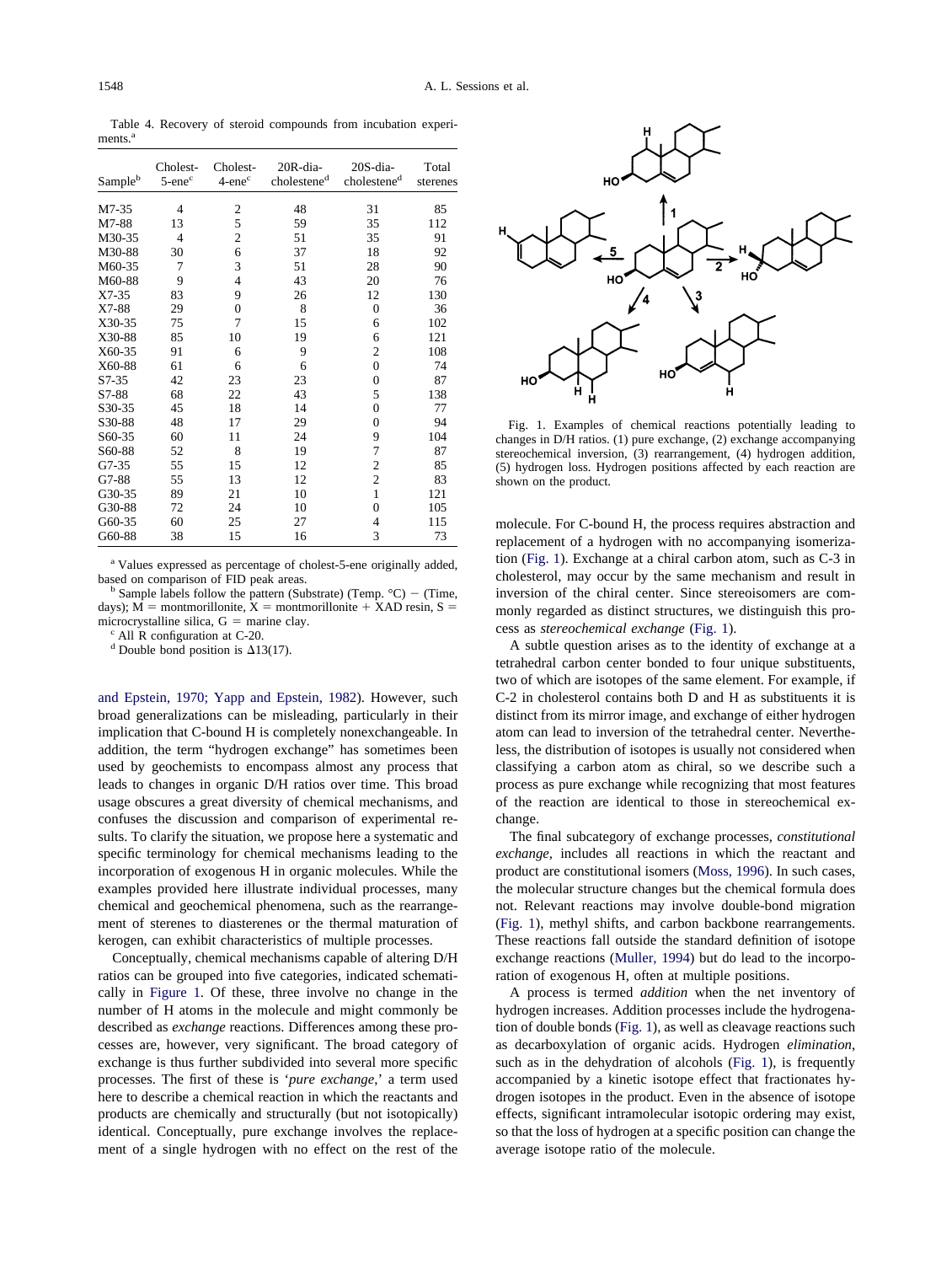Table 4. Recovery of steroid compounds from incubation experiments.[a]

| Sample[b] | Cholest-5-ene[c] | Cholest-4-ene[c] | 20R-dia-cholestene[d] | 20S-dia-cholestene[d] | Total sterenes |
|---|---|---|---|---|---|
| M7-35 | 4 | 2 | 48 | 31 | 85 |
| M7-88 | 13 | 5 | 59 | 35 | 112 |
| M30-35 | 4 | 2 | 51 | 35 | 91 |
| M30-88 | 30 | 6 | 37 | 18 | 92 |
| M60-35 | 7 | 3 | 51 | 28 | 90 |
| M60-88 | 9 | 4 | 43 | 20 | 76 |
| X7-35 | 83 | 9 | 26 | 12 | 130 |
| X7-88 | 29 | 0 | 8 | 0 | 36 |
| X30-35 | 75 | 7 | 15 | 6 | 102 |
| X30-88 | 85 | 10 | 19 | 6 | 121 |
| X60-35 | 91 | 6 | 9 | 2 | 108 |
| X60-88 | 61 | 6 | 6 | 0 | 74 |
| S7-35 | 42 | 23 | 23 | 0 | 87 |
| S7-88 | 68 | 22 | 43 | 5 | 138 |
| S30-35 | 45 | 18 | 14 | 0 | 77 |
| S30-88 | 48 | 17 | 29 | 0 | 94 |
| S60-35 | 60 | 11 | 24 | 9 | 104 |
| S60-88 | 52 | 8 | 19 | 7 | 87 |
| G7-35 | 55 | 15 | 12 | 2 | 85 |
| G7-88 | 55 | 13 | 12 | 2 | 83 |
| G30-35 | 89 | 21 | 10 | 1 | 121 |
| G30-88 | 72 | 24 | 10 | 0 | 105 |
| G60-35 | 60 | 25 | 27 | 4 | 115 |
| G60-88 | 38 | 15 | 16 | 3 | 73 |

[a] Values expressed as percentage of cholest-5-ene originally added, based on comparison of FID peak areas.

[b] Sample labels follow the pattern (Substrate) (Temp. °C) − (Time, days); M = montmorillonite, X = montmorillonite + XAD resin, S = microcrystalline silica, G = marine clay.

[c] All R configuration at C-20.

[d] Double bond position is $\Delta13(17)$.

and Epstein, 1970; Yapp and Epstein, 1982). However, such broad generalizations can be misleading, particularly in their implication that C-bound H is completely nonexchangeable. In addition, the term "hydrogen exchange" has sometimes been used by geochemists to encompass almost any process that leads to changes in organic D/H ratios over time. This broad usage obscures a great diversity of chemical mechanisms, and confuses the discussion and comparison of experimental results. To clarify the situation, we propose here a systematic and specific terminology for chemical mechanisms leading to the incorporation of exogenous H in organic molecules. While the examples provided here illustrate individual processes, many chemical and geochemical phenomena, such as the rearrangement of sterenes to diasterenes or the thermal maturation of kerogen, can exhibit characteristics of multiple processes.

Conceptually, chemical mechanisms capable of altering D/H ratios can be grouped into five categories, indicated schematically in Figure 1. Of these, three involve no change in the number of H atoms in the molecule and might commonly be described as *exchange* reactions. Differences among these processes are, however, very significant. The broad category of exchange is thus further subdivided into several more specific processes. The first of these is '*pure exchange*,' a term used here to describe a chemical reaction in which the reactants and products are chemically and structurally (but not isotopically) identical. Conceptually, pure exchange involves the replacement of a single hydrogen with no effect on the rest of the molecule. For C-bound H, the process requires abstraction and replacement of a hydrogen with no accompanying isomerization (Fig. 1). Exchange at a chiral carbon atom, such as C-3 in cholesterol, may occur by the same mechanism and result in inversion of the chiral center. Since stereoisomers are commonly regarded as distinct structures, we distinguish this process as *stereochemical exchange* (Fig. 1).

Fig. 1. Examples of chemical reactions potentially leading to changes in D/H ratios. (1) pure exchange, (2) exchange accompanying stereochemical inversion, (3) rearrangement, (4) hydrogen addition, (5) hydrogen loss. Hydrogen positions affected by each reaction are shown on the product.

A subtle question arises as to the identity of exchange at a tetrahedral carbon center bonded to four unique substituents, two of which are isotopes of the same element. For example, if C-2 in cholesterol contains both D and H as substituents it is distinct from its mirror image, and exchange of either hydrogen atom can lead to inversion of the tetrahedral center. Nevertheless, the distribution of isotopes is usually not considered when classifying a carbon atom as chiral, so we describe such a process as pure exchange while recognizing that most features of the reaction are identical to those in stereochemical exchange.

The final subcategory of exchange processes, *constitutional exchange*, includes all reactions in which the reactant and product are constitutional isomers (Moss, 1996). In such cases, the molecular structure changes but the chemical formula does not. Relevant reactions may involve double-bond migration (Fig. 1), methyl shifts, and carbon backbone rearrangements. These reactions fall outside the standard definition of isotope exchange reactions (Muller, 1994) but do lead to the incorporation of exogenous H, often at multiple positions.

A process is termed *addition* when the net inventory of hydrogen increases. Addition processes include the hydrogenation of double bonds (Fig. 1), as well as cleavage reactions such as decarboxylation of organic acids. Hydrogen *elimination*, such as in the dehydration of alcohols (Fig. 1), is frequently accompanied by a kinetic isotope effect that fractionates hydrogen isotopes in the product. Even in the absence of isotope effects, significant intramolecular isotopic ordering may exist, so that the loss of hydrogen at a specific position can change the average isotope ratio of the molecule.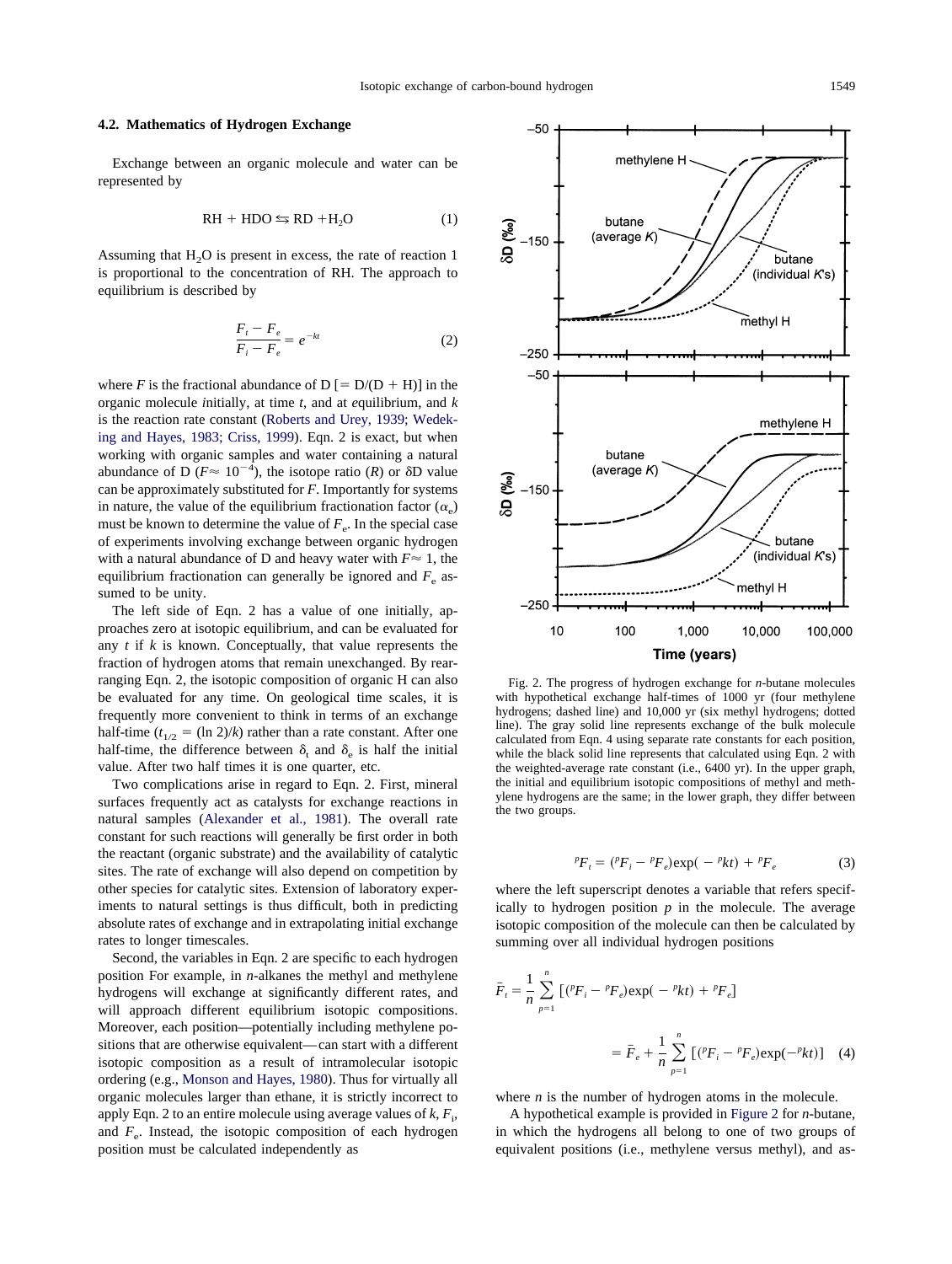### 4.2. Mathematics of Hydrogen Exchange

Exchange between an organic molecule and water can be represented by

$$\text{RH} + \text{HDO} \leftrightarrows \text{RD} + \text{H}_2\text{O} \tag{1}$$

Assuming that $H_2O$ is present in excess, the rate of reaction 1 is proportional to the concentration of RH. The approach to equilibrium is described by

$$\frac{F_t - F_e}{F_i - F_e} = e^{-kt} \tag{2}$$

where $F$ is the fractional abundance of D [= D/(D + H)] in the organic molecule *i*nitially, at time *t*, and at *e*quilibrium, and $k$ is the reaction rate constant (Roberts and Urey, 1939; Wedeking and Hayes, 1983; Criss, 1999). Eqn. 2 is exact, but when working with organic samples and water containing a natural abundance of D ($F \approx 10^{-4}$), the isotope ratio ($R$) or δD value can be approximately substituted for $F$. Importantly for systems in nature, the value of the equilibrium fractionation factor ($\alpha_e$) must be known to determine the value of $F_e$. In the special case of experiments involving exchange between organic hydrogen with a natural abundance of D and heavy water with $F \approx 1$, the equilibrium fractionation can generally be ignored and $F_e$ assumed to be unity.

The left side of Eqn. 2 has a value of one initially, approaches zero at isotopic equilibrium, and can be evaluated for any $t$ if $k$ is known. Conceptually, that value represents the fraction of hydrogen atoms that remain unexchanged. By rearranging Eqn. 2, the isotopic composition of organic H can also be evaluated for any time. On geological time scales, it is frequently more convenient to think in terms of an exchange half-time ($t_{1/2} = (\ln 2)/k$) rather than a rate constant. After one half-time, the difference between $\delta_t$ and $\delta_e$ is half the initial value. After two half times it is one quarter, etc.

Two complications arise in regard to Eqn. 2. First, mineral surfaces frequently act as catalysts for exchange reactions in natural samples (Alexander et al., 1981). The overall rate constant for such reactions will generally be first order in both the reactant (organic substrate) and the availability of catalytic sites. The rate of exchange will also depend on competition by other species for catalytic sites. Extension of laboratory experiments to natural settings is thus difficult, both in predicting absolute rates of exchange and in extrapolating initial exchange rates to longer timescales.

Second, the variables in Eqn. 2 are specific to each hydrogen position For example, in *n*-alkanes the methyl and methylene hydrogens will exchange at significantly different rates, and will approach different equilibrium isotopic compositions. Moreover, each position—potentially including methylene positions that are otherwise equivalent—can start with a different isotopic composition as a result of intramolecular isotopic ordering (e.g., Monson and Hayes, 1980). Thus for virtually all organic molecules larger than ethane, it is strictly incorrect to apply Eqn. 2 to an entire molecule using average values of $k$, $F_i$, and $F_e$. Instead, the isotopic composition of each hydrogen position must be calculated independently as

Fig. 2. The progress of hydrogen exchange for *n*-butane molecules with hypothetical exchange half-times of 1000 yr (four methylene hydrogens; dashed line) and 10,000 yr (six methyl hydrogens; dotted line). The gray solid line represents exchange of the bulk molecule calculated from Eqn. 4 using separate rate constants for each position, while the black solid line represents that calculated using Eqn. 2 with the weighted-average rate constant (i.e., 6400 yr). In the upper graph, the initial and equilibrium isotopic compositions of methyl and methylene hydrogens are the same; in the lower graph, they differ between the two groups.

$${}^{p}F_t = ({}^{p}F_i - {}^{p}F_e)\exp(-{}^{p}kt) + {}^{p}F_e \tag{3}$$

where the left superscript denotes a variable that refers specifically to hydrogen position $p$ in the molecule. The average isotopic composition of the molecule can then be calculated by summing over all individual hydrogen positions

$$\bar{F}_t = \frac{1}{n}\sum_{p=1}^{n}\left[({}^{p}F_i - {}^{p}F_e)\exp(-{}^{p}kt) + {}^{p}F_e\right]$$

$$= \bar{F}_e + \frac{1}{n}\sum_{p=1}^{n}\left[({}^{p}F_i - {}^{p}F_e)\exp(-{}^{p}kt)\right] \tag{4}$$

where $n$ is the number of hydrogen atoms in the molecule.

A hypothetical example is provided in Figure 2 for *n*-butane, in which the hydrogens all belong to one of two groups of equivalent positions (i.e., methylene versus methyl), and as-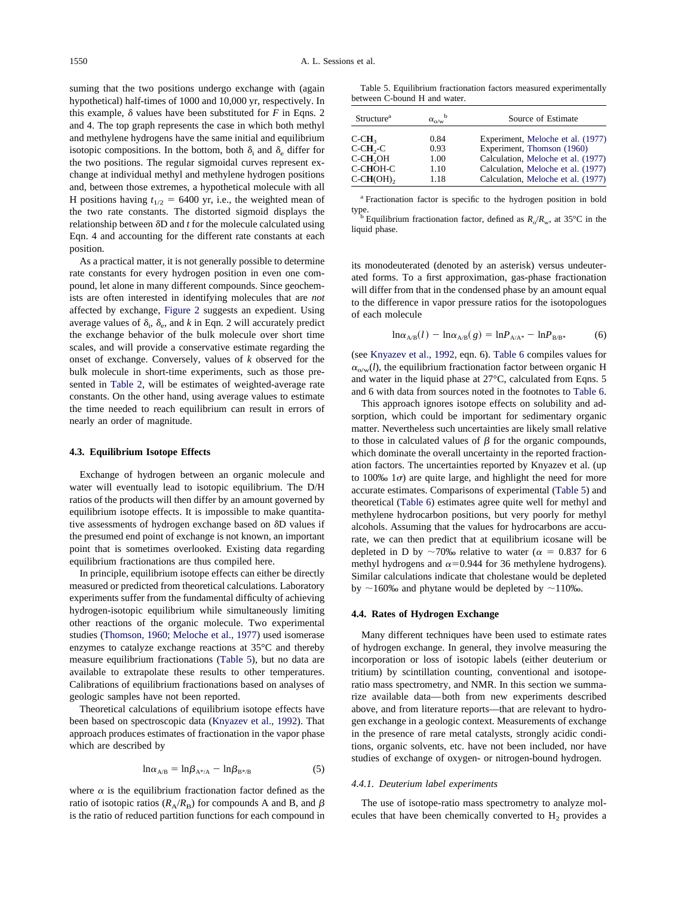suming that the two positions undergo exchange with (again hypothetical) half-times of 1000 and 10,000 yr, respectively. In this example, δ values have been substituted for $F$ in Eqns. 2 and 4. The top graph represents the case in which both methyl and methylene hydrogens have the same initial and equilibrium isotopic compositions. In the bottom, both $\delta_i$ and $\delta_e$ differ for the two positions. The regular sigmoidal curves represent exchange at individual methyl and methylene hydrogen positions and, between those extremes, a hypothetical molecule with all H positions having $t_{1/2} = 6400$ yr, i.e., the weighted mean of the two rate constants. The distorted sigmoid displays the relationship between δD and $t$ for the molecule calculated using Eqn. 4 and accounting for the different rate constants at each position.

As a practical matter, it is not generally possible to determine rate constants for every hydrogen position in even one compound, let alone in many different compounds. Since geochemists are often interested in identifying molecules that are *not* affected by exchange, Figure 2 suggests an expedient. Using average values of $\delta_i$, $\delta_e$, and $k$ in Eqn. 2 will accurately predict the exchange behavior of the bulk molecule over short time scales, and will provide a conservative estimate regarding the onset of exchange. Conversely, values of $k$ observed for the bulk molecule in short-time experiments, such as those presented in Table 2, will be estimates of weighted-average rate constants. On the other hand, using average values to estimate the time needed to reach equilibrium can result in errors of nearly an order of magnitude.

### 4.3. Equilibrium Isotope Effects

Exchange of hydrogen between an organic molecule and water will eventually lead to isotopic equilibrium. The D/H ratios of the products will then differ by an amount governed by equilibrium isotope effects. It is impossible to make quantitative assessments of hydrogen exchange based on δD values if the presumed end point of exchange is not known, an important point that is sometimes overlooked. Existing data regarding equilibrium fractionations are thus compiled here.

In principle, equilibrium isotope effects can either be directly measured or predicted from theoretical calculations. Laboratory experiments suffer from the fundamental difficulty of achieving hydrogen-isotopic equilibrium while simultaneously limiting other reactions of the organic molecule. Two experimental studies (Thomson, 1960; Meloche et al., 1977) used isomerase enzymes to catalyze exchange reactions at 35°C and thereby measure equilibrium fractionations (Table 5), but no data are available to extrapolate these results to other temperatures. Calibrations of equilibrium fractionations based on analyses of geologic samples have not been reported.

Theoretical calculations of equilibrium isotope effects have been based on spectroscopic data (Knyazev et al., 1992). That approach produces estimates of fractionation in the vapor phase which are described by

$$\ln\alpha_{A/B} = \ln\beta_{A^*/A} - \ln\beta_{B^*/B} \tag{5}$$

where $\alpha$ is the equilibrium fractionation factor defined as the ratio of isotopic ratios ($R_A/R_B$) for compounds A and B, and $\beta$ is the ratio of reduced partition functions for each compound in its monodeuterated (denoted by an asterisk) versus undeuterated forms. To a first approximation, gas-phase fractionation will differ from that in the condensed phase by an amount equal to the difference in vapor pressure ratios for the isotopologues of each molecule

$$\ln\alpha_{A/B}(l) - \ln\alpha_{A/B}(g) = \ln P_{A/A^*} - \ln P_{B/B^*} \tag{6}$$

(see Knyazev et al., 1992, eqn. 6). Table 6 compiles values for $\alpha_{o/w}(l)$, the equilibrium fractionation factor between organic H and water in the liquid phase at 27°C, calculated from Eqns. 5 and 6 with data from sources noted in the footnotes to Table 6.

Table 5. Equilibrium fractionation factors measured experimentally between C-bound H and water.

| Structure[a] | $\alpha_{o/w}$[b] | Source of Estimate |
|---|---|---|
| C-**CH**$_3$ | 0.84 | Experiment, Meloche et al. (1977) |
| C-**CH**$_2$-C | 0.93 | Experiment, Thomson (1960) |
| C-**CH**$_2$OH | 1.00 | Calculation, Meloche et al. (1977) |
| C-C**H**OH-C | 1.10 | Calculation, Meloche et al. (1977) |
| C-C**H**(OH)$_2$ | 1.18 | Calculation, Meloche et al. (1977) |

[a] Fractionation factor is specific to the hydrogen position in bold type.
[b] Equilibrium fractionation factor, defined as $R_o/R_w$, at 35°C in the liquid phase.

This approach ignores isotope effects on solubility and adsorption, which could be important for sedimentary organic matter. Nevertheless such uncertainties are likely small relative to those in calculated values of $\beta$ for the organic compounds, which dominate the overall uncertainty in the reported fractionation factors. The uncertainties reported by Knyazev et al. (up to 100‰ 1$\sigma$) are quite large, and highlight the need for more accurate estimates. Comparisons of experimental (Table 5) and theoretical (Table 6) estimates agree quite well for methyl and methylene hydrocarbon positions, but very poorly for methyl alcohols. Assuming that the values for hydrocarbons are accurate, we can then predict that at equilibrium icosane will be depleted in D by ~70‰ relative to water ($\alpha = 0.837$ for 6 methyl hydrogens and $\alpha = 0.944$ for 36 methylene hydrogens). Similar calculations indicate that cholestane would be depleted by ~160‰ and phytane would be depleted by ~110‰.

### 4.4. Rates of Hydrogen Exchange

Many different techniques have been used to estimate rates of hydrogen exchange. In general, they involve measuring the incorporation or loss of isotopic labels (either deuterium or tritium) by scintillation counting, conventional and isotope-ratio mass spectrometry, and NMR. In this section we summarize available data—both from new experiments described above, and from literature reports—that are relevant to hydrogen exchange in a geologic context. Measurements of exchange in the presence of rare metal catalysts, strongly acidic conditions, organic solvents, etc. have not been included, nor have studies of exchange of oxygen- or nitrogen-bound hydrogen.

#### *4.4.1. Deuterium label experiments*

The use of isotope-ratio mass spectrometry to analyze molecules that have been chemically converted to $H_2$ provides a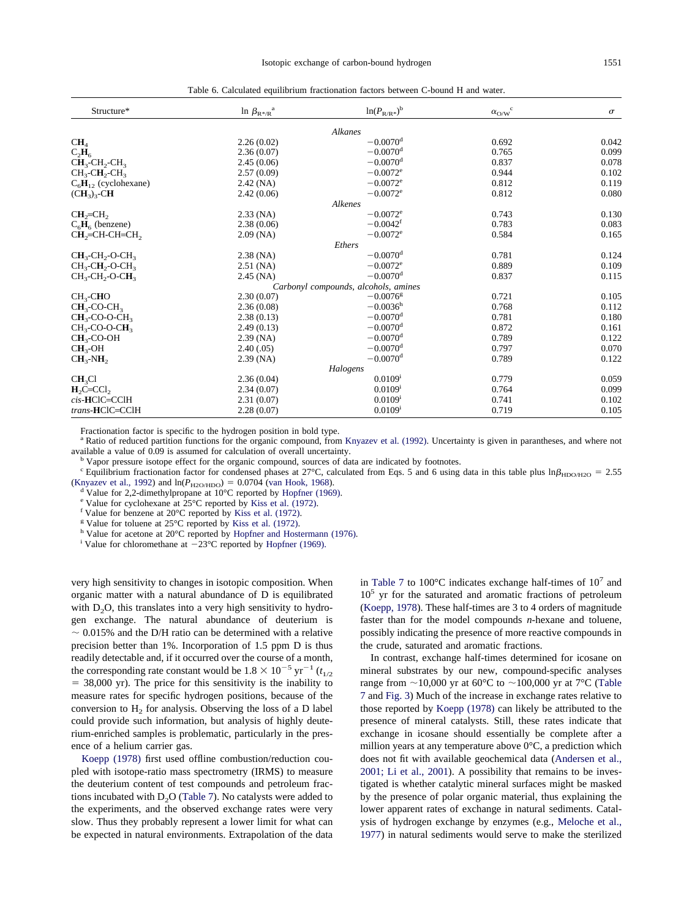Table 6. Calculated equilibrium fractionation factors between C-bound H and water.

| Structure* | $\ln \beta_{R^*/R}$[a] | $\ln(P_{R/R^*})$[b] | $\alpha_{O/W}$[c] | $\sigma$ |
|---|---|---|---|---|
| *Alkanes* | | | | |
| $\mathbf{CH}_4$ | 2.26 (0.02) | −0.0070[d] | 0.692 | 0.042 |
| $C_2\mathbf{H}_6$ | 2.36 (0.07) | −0.0070[d] | 0.765 | 0.099 |
| $\mathbf{CH}_3$-$CH_2$-$CH_3$ | 2.45 (0.06) | −0.0070[d] | 0.837 | 0.078 |
| $CH_3$-$C\mathbf{H}_2$-$CH_3$ | 2.57 (0.09) | −0.0072[e] | 0.944 | 0.102 |
| $C_6\mathbf{H}_{12}$ (cyclohexane) | 2.42 (NA) | −0.0072[e] | 0.812 | 0.119 |
| $(\mathbf{CH}_3)_3$-$C\mathbf{H}$ | 2.42 (0.06) | −0.0072[e] | 0.812 | 0.080 |
| *Alkenes* | | | | |
| $\mathbf{CH}_2$=$CH_2$ | 2.33 (NA) | −0.0072[e] | 0.743 | 0.130 |
| $C_6\mathbf{H}_6$ (benzene) | 2.38 (0.06) | −0.0042[f] | 0.783 | 0.083 |
| $\mathbf{CH}_2$=CH-CH=$CH_2$ | 2.09 (NA) | −0.0072[e] | 0.584 | 0.165 |
| *Ethers* | | | | |
| $\mathbf{CH}_3$-$CH_2$-O-$CH_3$ | 2.38 (NA) | −0.0070[d] | 0.781 | 0.124 |
| $CH_3$-$C\mathbf{H}_2$-O-$CH_3$ | 2.51 (NA) | −0.0072[e] | 0.889 | 0.109 |
| $CH_3$-$CH_2$-O-$C\mathbf{H}_3$ | 2.45 (NA) | −0.0070[d] | 0.837 | 0.115 |
| *Carbonyl compounds, alcohols, amines* | | | | |
| $CH_3$-$C\mathbf{H}$O | 2.30 (0.07) | −0.0076[g] | 0.721 | 0.105 |
| $\mathbf{CH}_3$-CO-$CH_3$ | 2.36 (0.08) | −0.0036[h] | 0.768 | 0.112 |
| $\mathbf{CH}_3$-CO-O-$CH_3$ | 2.38 (0.13) | −0.0070[d] | 0.781 | 0.180 |
| $CH_3$-CO-O-$C\mathbf{H}_3$ | 2.49 (0.13) | −0.0070[d] | 0.872 | 0.161 |
| $\mathbf{CH}_3$-CO-OH | 2.39 (NA) | −0.0070[d] | 0.789 | 0.122 |
| $\mathbf{CH}_3$-OH | 2.40 (.05) | −0.0070[d] | 0.797 | 0.070 |
| $\mathbf{CH}_3$-$NH_2$ | 2.39 (NA) | −0.0070[d] | 0.789 | 0.122 |
| *Halogens* | | | | |
| $\mathbf{CH}_3Cl$ | 2.36 (0.04) | 0.0109[i] | 0.779 | 0.059 |
| $\mathbf{H}_2C$=$CCl_2$ | 2.34 (0.07) | 0.0109[i] | 0.764 | 0.099 |
| *cis*-**H**ClC=CClH | 2.31 (0.07) | 0.0109[i] | 0.741 | 0.102 |
| *trans*-**H**ClC=CClH | 2.28 (0.07) | 0.0109[i] | 0.719 | 0.105 |

Fractionation factor is specific to the hydrogen position in bold type.

[a] Ratio of reduced partition functions for the organic compound, from Knyazev et al. (1992). Uncertainty is given in parantheses, and where not available a value of 0.09 is assumed for calculation of overall uncertainty.

[b] Vapor pressure isotope effect for the organic compound, sources of data are indicated by footnotes.

[c] Equilibrium fractionation factor for condensed phases at 27°C, calculated from Eqs. 5 and 6 using data in this table plus $\ln\beta_{HDO/H2O} = 2.55$ (Knyazev et al., 1992) and $\ln(P_{H2O/HDO}) = 0.0704$ (van Hook, 1968).

[d] Value for 2,2-dimethylpropane at 10°C reported by Hopfner (1969).

[e] Value for cyclohexane at 25°C reported by Kiss et al. (1972).

[f] Value for benzene at 20°C reported by Kiss et al. (1972).

[g] Value for toluene at 25°C reported by Kiss et al. (1972).

[h] Value for acetone at 20°C reported by Hopfner and Hostermann (1976).

[i] Value for chloromethane at −23°C reported by Hopfner (1969).

very high sensitivity to changes in isotopic composition. When organic matter with a natural abundance of D is equilibrated with $D_2O$, this translates into a very high sensitivity to hydrogen exchange. The natural abundance of deuterium is $\sim 0.015\%$ and the D/H ratio can be determined with a relative precision better than 1%. Incorporation of 1.5 ppm D is thus readily detectable and, if it occurred over the course of a month, the corresponding rate constant would be $1.8 \times 10^{-5}$ yr$^{-1}$ ($t_{1/2}$ = 38,000 yr). The price for this sensitivity is the inability to measure rates for specific hydrogen positions, because of the conversion to $H_2$ for analysis. Observing the loss of a D label could provide such information, but analysis of highly deuterium-enriched samples is problematic, particularly in the presence of a helium carrier gas.

Koepp (1978) first used offline combustion/reduction coupled with isotope-ratio mass spectrometry (IRMS) to measure the deuterium content of test compounds and petroleum fractions incubated with $D_2O$ (Table 7). No catalysts were added to the experiments, and the observed exchange rates were very slow. Thus they probably represent a lower limit for what can be expected in natural environments. Extrapolation of the data in Table 7 to 100°C indicates exchange half-times of $10^7$ and $10^5$ yr for the saturated and aromatic fractions of petroleum (Koepp, 1978). These half-times are 3 to 4 orders of magnitude faster than for the model compounds *n*-hexane and toluene, possibly indicating the presence of more reactive compounds in the crude, saturated and aromatic fractions.

In contrast, exchange half-times determined for icosane on mineral substrates by our new, compound-specific analyses range from ~10,000 yr at 60°C to ~100,000 yr at 7°C (Table 7 and Fig. 3) Much of the increase in exchange rates relative to those reported by Koepp (1978) can likely be attributed to the presence of mineral catalysts. Still, these rates indicate that exchange in icosane should essentially be complete after a million years at any temperature above 0°C, a prediction which does not fit with available geochemical data (Andersen et al., 2001; Li et al., 2001). A possibility that remains to be investigated is whether catalytic mineral surfaces might be masked by the presence of polar organic material, thus explaining the lower apparent rates of exchange in natural sediments. Catalysis of hydrogen exchange by enzymes (e.g., Meloche et al., 1977) in natural sediments would serve to make the sterilized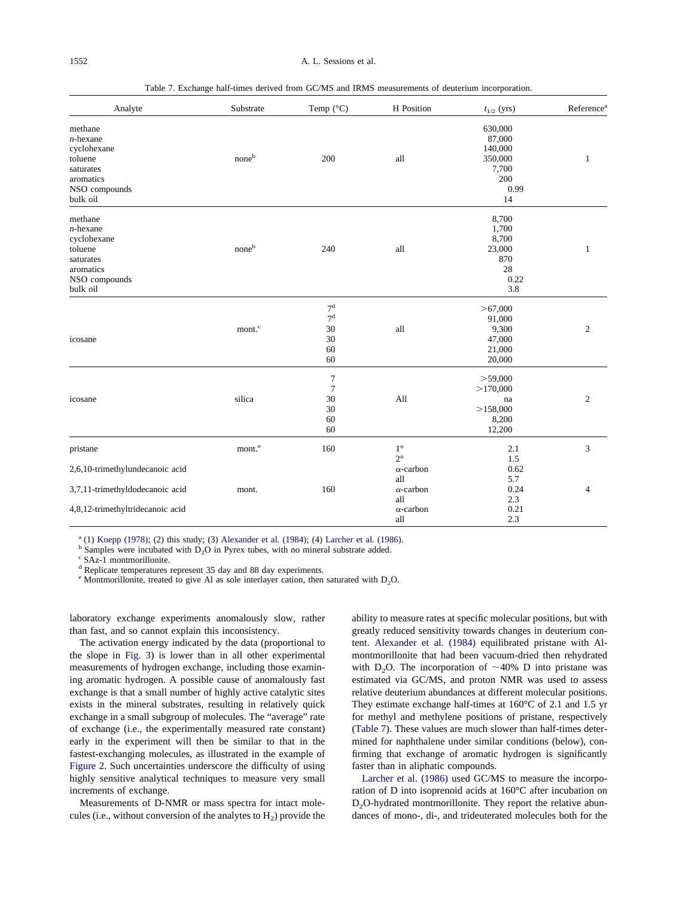Table 7. Exchange half-times derived from GC/MS and IRMS measurements of deuterium incorporation.

| Analyte | Substrate | Temp (°C) | H Position | $t_{1/2}$ (yrs) | Reference[a] |
|---|---|---|---|---|---|
| methane | none[b] | 200 | all | 630,000 | 1 |
| *n*-hexane | | | | 87,000 | |
| cyclohexane | | | | 140,000 | |
| toluene | | | | 350,000 | |
| saturates | | | | 7,700 | |
| aromatics | | | | 200 | |
| NSO compounds | | | | 0.99 | |
| bulk oil | | | | 14 | |
| methane | none[b] | 240 | all | 8,700 | 1 |
| *n*-hexane | | | | 1,700 | |
| cyclohexane | | | | 8,700 | |
| toluene | | | | 23,000 | |
| saturates | | | | 870 | |
| aromatics | | | | 28 | |
| NSO compounds | | | | 0.22 | |
| bulk oil | | | | 3.8 | |
| icosane | mont.[c] | 7[d] | all | >67,000 | 2 |
| | | 7[d] | | 91,000 | |
| | | 30 | | 9,300 | |
| | | 30 | | 47,000 | |
| | | 60 | | 21,000 | |
| | | 60 | | 20,000 | |
| icosane | silica | 7 | All | >59,000 | 2 |
| | | 7 | | >170,000 | |
| | | 30 | | na | |
| | | 30 | | >158,000 | |
| | | 60 | | 8,200 | |
| | | 60 | | 12,200 | |
| pristane | mont.[e] | 160 | 1° | 2.1 | 3 |
| | | | 2° | 1.5 | |
| 2,6,10-trimethylundecanoic acid | mont. | 160 | α-carbon | 0.62 | 4 |
| | | | all | 5.7 | |
| 3,7,11-trimethyldodecanoic acid | | | α-carbon | 0.24 | |
| | | | all | 2.3 | |
| 4,8,12-trimethyltridecanoic acid | | | α-carbon | 0.21 | |
| | | | all | 2.3 | |

[a] (1) Koepp (1978); (2) this study; (3) Alexander et al. (1984); (4) Larcher et al. (1986).
[b] Samples were incubated with $D_2O$ in Pyrex tubes, with no mineral substrate added.
[c] SAz-1 montmorillonite.
[d] Replicate temperatures represent 35 day and 88 day experiments.
[e] Montmorillonite, treated to give Al as sole interlayer cation, then saturated with $D_2O$.

laboratory exchange experiments anomalously slow, rather than fast, and so cannot explain this inconsistency.

The activation energy indicated by the data (proportional to the slope in Fig. 3) is lower than in all other experimental measurements of hydrogen exchange, including those examining aromatic hydrogen. A possible cause of anomalously fast exchange is that a small number of highly active catalytic sites exists in the mineral substrates, resulting in relatively quick exchange in a small subgroup of molecules. The "average" rate of exchange (i.e., the experimentally measured rate constant) early in the experiment will then be similar to that in the fastest-exchanging molecules, as illustrated in the example of Figure 2. Such uncertainties underscore the difficulty of using highly sensitive analytical techniques to measure very small increments of exchange.

Measurements of D-NMR or mass spectra for intact molecules (i.e., without conversion of the analytes to $H_2$) provide the ability to measure rates at specific molecular positions, but with greatly reduced sensitivity towards changes in deuterium content. Alexander et al. (1984) equilibrated pristane with Al-montmorillonite that had been vacuum-dried then rehydrated with $D_2O$. The incorporation of ~40% D into pristane was estimated via GC/MS, and proton NMR was used to assess relative deuterium abundances at different molecular positions. They estimate exchange half-times at 160°C of 2.1 and 1.5 yr for methyl and methylene positions of pristane, respectively (Table 7). These values are much slower than half-times determined for naphthalene under similar conditions (below), confirming that exchange of aromatic hydrogen is significantly faster than in aliphatic compounds.

Larcher et al. (1986) used GC/MS to measure the incorporation of D into isoprenoid acids at 160°C after incubation on $D_2O$-hydrated montmorillonite. They report the relative abundances of mono-, di-, and trideuterated molecules both for the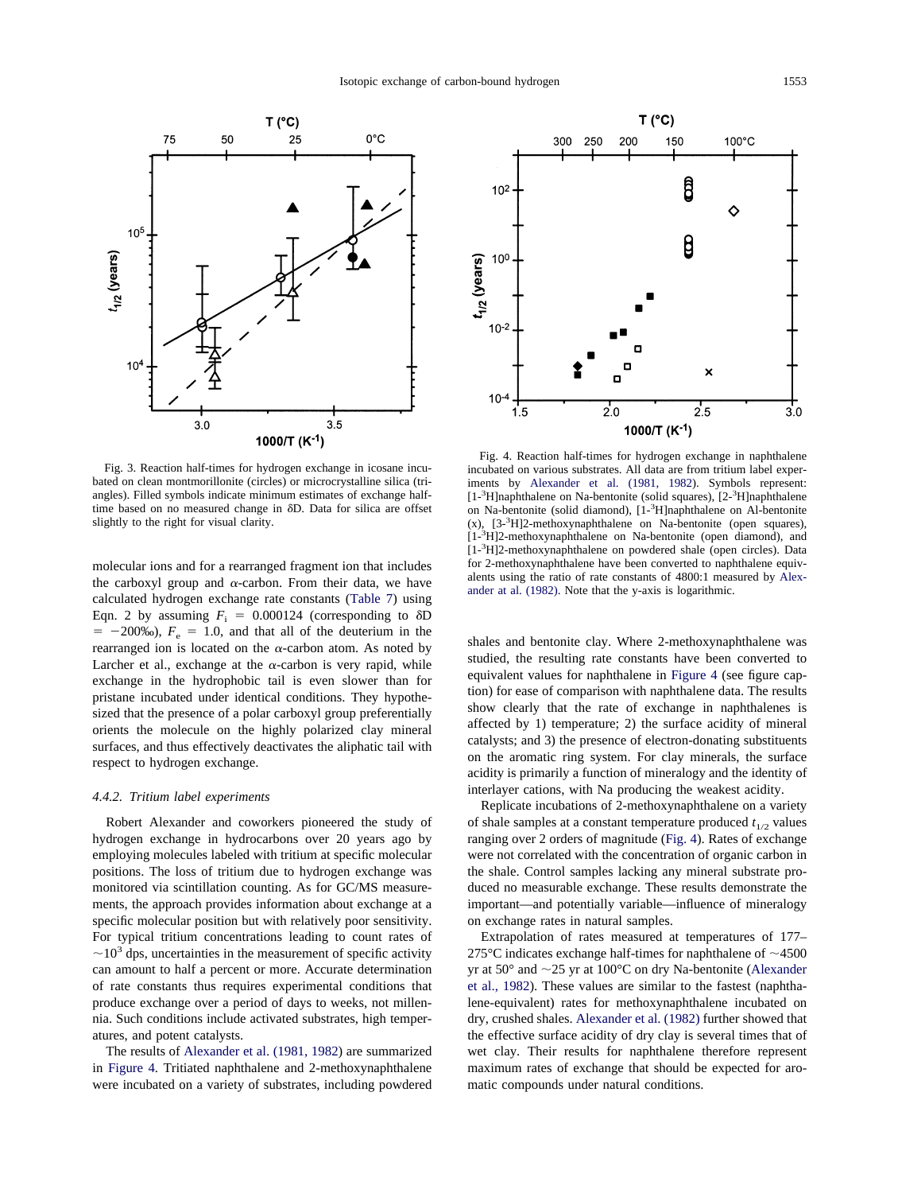Fig. 3. Reaction half-times for hydrogen exchange in icosane incubated on clean montmorillonite (circles) or microcrystalline silica (triangles). Filled symbols indicate minimum estimates of exchange half-time based on no measured change in δD. Data for silica are offset slightly to the right for visual clarity.

Fig. 4. Reaction half-times for hydrogen exchange in naphthalene incubated on various substrates. All data are from tritium label experiments by Alexander et al. (1981, 1982). Symbols represent: [1-$^3$H]naphthalene on Na-bentonite (solid squares), [2-$^3$H]naphthalene on Na-bentonite (solid diamond), [1-$^3$H]naphthalene on Al-bentonite (x), [3-$^3$H]2-methoxynaphthalene on Na-bentonite (open squares), [1-$^3$H]2-methoxynaphthalene on Na-bentonite (open diamond), and [1-$^3$H]2-methoxynaphthalene on powdered shale (open circles). Data for 2-methoxynaphthalene have been converted to naphthalene equivalents using the ratio of rate constants of 4800:1 measured by Alexander at al. (1982). Note that the y-axis is logarithmic.

molecular ions and for a rearranged fragment ion that includes the carboxyl group and α-carbon. From their data, we have calculated hydrogen exchange rate constants (Table 7) using Eqn. 2 by assuming $F_i$ = 0.000124 (corresponding to δD = −200‰), $F_e$ = 1.0, and that all of the deuterium in the rearranged ion is located on the α-carbon atom. As noted by Larcher et al., exchange at the α-carbon is very rapid, while exchange in the hydrophobic tail is even slower than for pristane incubated under identical conditions. They hypothesized that the presence of a polar carboxyl group preferentially orients the molecule on the highly polarized clay mineral surfaces, and thus effectively deactivates the aliphatic tail with respect to hydrogen exchange.

#### *4.4.2. Tritium label experiments*

Robert Alexander and coworkers pioneered the study of hydrogen exchange in hydrocarbons over 20 years ago by employing molecules labeled with tritium at specific molecular positions. The loss of tritium due to hydrogen exchange was monitored via scintillation counting. As for GC/MS measurements, the approach provides information about exchange at a specific molecular position but with relatively poor sensitivity. For typical tritium concentrations leading to count rates of ~$10^3$ dps, uncertainties in the measurement of specific activity can amount to half a percent or more. Accurate determination of rate constants thus requires experimental conditions that produce exchange over a period of days to weeks, not millennia. Such conditions include activated substrates, high temperatures, and potent catalysts.

The results of Alexander et al. (1981, 1982) are summarized in Figure 4. Tritiated naphthalene and 2-methoxynaphthalene were incubated on a variety of substrates, including powdered shales and bentonite clay. Where 2-methoxynaphthalene was studied, the resulting rate constants have been converted to equivalent values for naphthalene in Figure 4 (see figure caption) for ease of comparison with naphthalene data. The results show clearly that the rate of exchange in naphthalenes is affected by 1) temperature; 2) the surface acidity of mineral catalysts; and 3) the presence of electron-donating substituents on the aromatic ring system. For clay minerals, the surface acidity is primarily a function of mineralogy and the identity of interlayer cations, with Na producing the weakest acidity.

Replicate incubations of 2-methoxynaphthalene on a variety of shale samples at a constant temperature produced $t_{1/2}$ values ranging over 2 orders of magnitude (Fig. 4). Rates of exchange were not correlated with the concentration of organic carbon in the shale. Control samples lacking any mineral substrate produced no measurable exchange. These results demonstrate the important—and potentially variable—influence of mineralogy on exchange rates in natural samples.

Extrapolation of rates measured at temperatures of 177–275°C indicates exchange half-times for naphthalene of ~4500 yr at 50° and ~25 yr at 100°C on dry Na-bentonite (Alexander et al., 1982). These values are similar to the fastest (naphthalene-equivalent) rates for methoxynaphthalene incubated on dry, crushed shales. Alexander et al. (1982) further showed that the effective surface acidity of dry clay is several times that of wet clay. Their results for naphthalene therefore represent maximum rates of exchange that should be expected for aromatic compounds under natural conditions.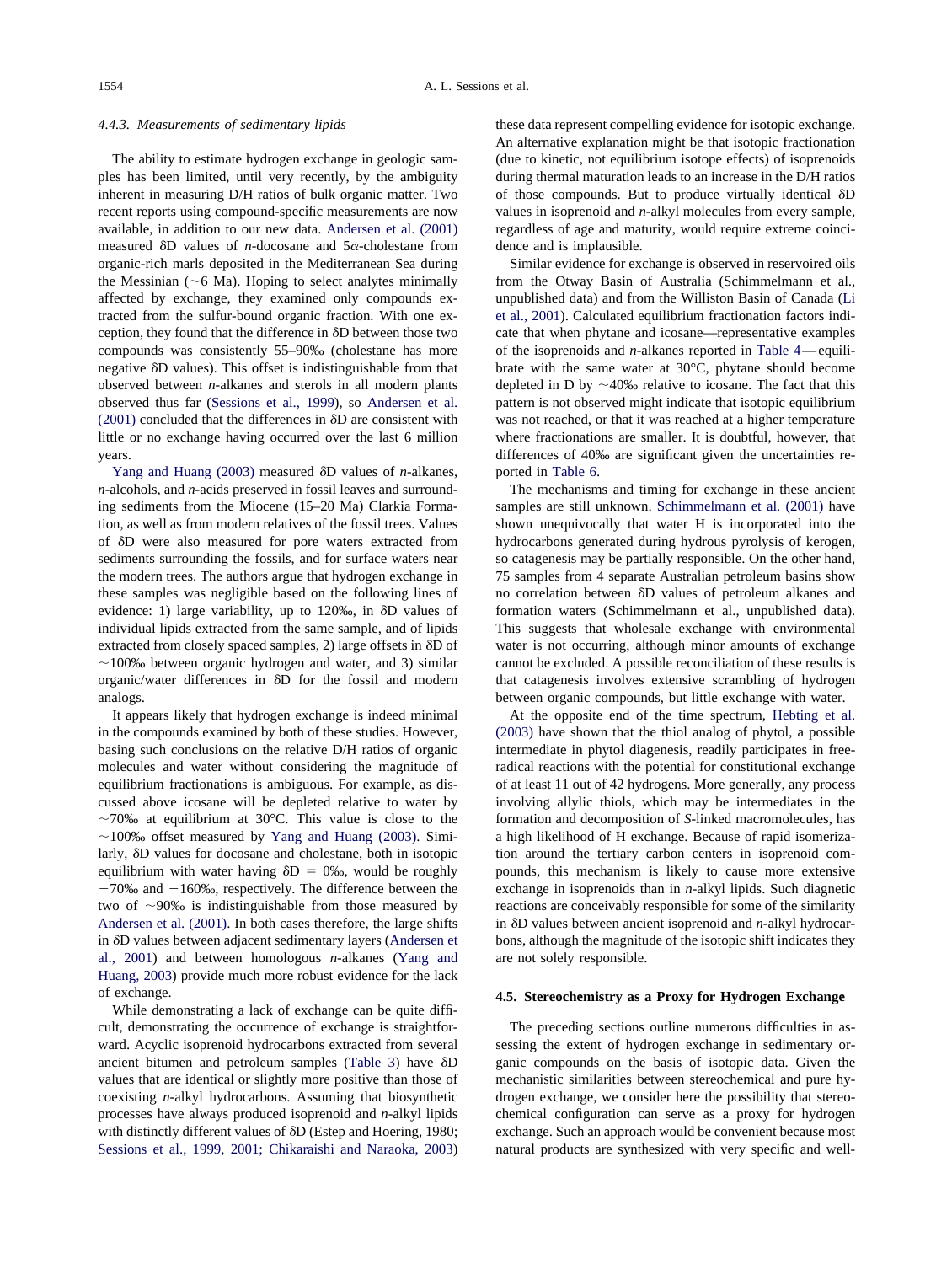#### 4.4.3. Measurements of sedimentary lipids

The ability to estimate hydrogen exchange in geologic samples has been limited, until very recently, by the ambiguity inherent in measuring D/H ratios of bulk organic matter. Two recent reports using compound-specific measurements are now available, in addition to our new data. Andersen et al. (2001) measured δD values of *n*-docosane and 5α-cholestane from organic-rich marls deposited in the Mediterranean Sea during the Messinian (~6 Ma). Hoping to select analytes minimally affected by exchange, they examined only compounds extracted from the sulfur-bound organic fraction. With one exception, they found that the difference in δD between those two compounds was consistently 55–90‰ (cholestane has more negative δD values). This offset is indistinguishable from that observed between *n*-alkanes and sterols in all modern plants observed thus far (Sessions et al., 1999), so Andersen et al. (2001) concluded that the differences in δD are consistent with little or no exchange having occurred over the last 6 million years.

Yang and Huang (2003) measured δD values of *n*-alkanes, *n*-alcohols, and *n*-acids preserved in fossil leaves and surrounding sediments from the Miocene (15–20 Ma) Clarkia Formation, as well as from modern relatives of the fossil trees. Values of δD were also measured for pore waters extracted from sediments surrounding the fossils, and for surface waters near the modern trees. The authors argue that hydrogen exchange in these samples was negligible based on the following lines of evidence: 1) large variability, up to 120‰, in δD values of individual lipids extracted from the same sample, and of lipids extracted from closely spaced samples, 2) large offsets in δD of ~100‰ between organic hydrogen and water, and 3) similar organic/water differences in δD for the fossil and modern analogs.

It appears likely that hydrogen exchange is indeed minimal in the compounds examined by both of these studies. However, basing such conclusions on the relative D/H ratios of organic molecules and water without considering the magnitude of equilibrium fractionations is ambiguous. For example, as discussed above icosane will be depleted relative to water by ~70‰ at equilibrium at 30°C. This value is close to the ~100‰ offset measured by Yang and Huang (2003). Similarly, δD values for docosane and cholestane, both in isotopic equilibrium with water having δD = 0‰, would be roughly −70‰ and −160‰, respectively. The difference between the two of ~90‰ is indistinguishable from those measured by Andersen et al. (2001). In both cases therefore, the large shifts in δD values between adjacent sedimentary layers (Andersen et al., 2001) and between homologous *n*-alkanes (Yang and Huang, 2003) provide much more robust evidence for the lack of exchange.

While demonstrating a lack of exchange can be quite difficult, demonstrating the occurrence of exchange is straightforward. Acyclic isoprenoid hydrocarbons extracted from several ancient bitumen and petroleum samples (Table 3) have δD values that are identical or slightly more positive than those of coexisting *n*-alkyl hydrocarbons. Assuming that biosynthetic processes have always produced isoprenoid and *n*-alkyl lipids with distinctly different values of δD (Estep and Hoering, 1980; Sessions et al., 1999, 2001; Chikaraishi and Naraoka, 2003) these data represent compelling evidence for isotopic exchange. An alternative explanation might be that isotopic fractionation (due to kinetic, not equilibrium isotope effects) of isoprenoids during thermal maturation leads to an increase in the D/H ratios of those compounds. But to produce virtually identical δD values in isoprenoid and *n*-alkyl molecules from every sample, regardless of age and maturity, would require extreme coincidence and is implausible.

Similar evidence for exchange is observed in reservoired oils from the Otway Basin of Australia (Schimmelmann et al., unpublished data) and from the Williston Basin of Canada (Li et al., 2001). Calculated equilibrium fractionation factors indicate that when phytane and icosane—representative examples of the isoprenoids and *n*-alkanes reported in Table 4—equilibrate with the same water at 30°C, phytane should become depleted in D by ~40‰ relative to icosane. The fact that this pattern is not observed might indicate that isotopic equilibrium was not reached, or that it was reached at a higher temperature where fractionations are smaller. It is doubtful, however, that differences of 40‰ are significant given the uncertainties reported in Table 6.

The mechanisms and timing for exchange in these ancient samples are still unknown. Schimmelmann et al. (2001) have shown unequivocally that water H is incorporated into the hydrocarbons generated during hydrous pyrolysis of kerogen, so catagenesis may be partially responsible. On the other hand, 75 samples from 4 separate Australian petroleum basins show no correlation between δD values of petroleum alkanes and formation waters (Schimmelmann et al., unpublished data). This suggests that wholesale exchange with environmental water is not occurring, although minor amounts of exchange cannot be excluded. A possible reconciliation of these results is that catagenesis involves extensive scrambling of hydrogen between organic compounds, but little exchange with water.

At the opposite end of the time spectrum, Hebting et al. (2003) have shown that the thiol analog of phytol, a possible intermediate in phytol diagenesis, readily participates in free-radical reactions with the potential for constitutional exchange of at least 11 out of 42 hydrogens. More generally, any process involving allylic thiols, which may be intermediates in the formation and decomposition of *S*-linked macromolecules, has a high likelihood of H exchange. Because of rapid isomerization around the tertiary carbon centers in isoprenoid compounds, this mechanism is likely to cause more extensive exchange in isoprenoids than in *n*-alkyl lipids. Such diagnetic reactions are conceivably responsible for some of the similarity in δD values between ancient isoprenoid and *n*-alkyl hydrocarbons, although the magnitude of the isotopic shift indicates they are not solely responsible.

### 4.5. Stereochemistry as a Proxy for Hydrogen Exchange

The preceding sections outline numerous difficulties in assessing the extent of hydrogen exchange in sedimentary organic compounds on the basis of isotopic data. Given the mechanistic similarities between stereochemical and pure hydrogen exchange, we consider here the possibility that stereochemical configuration can serve as a proxy for hydrogen exchange. Such an approach would be convenient because most natural products are synthesized with very specific and well-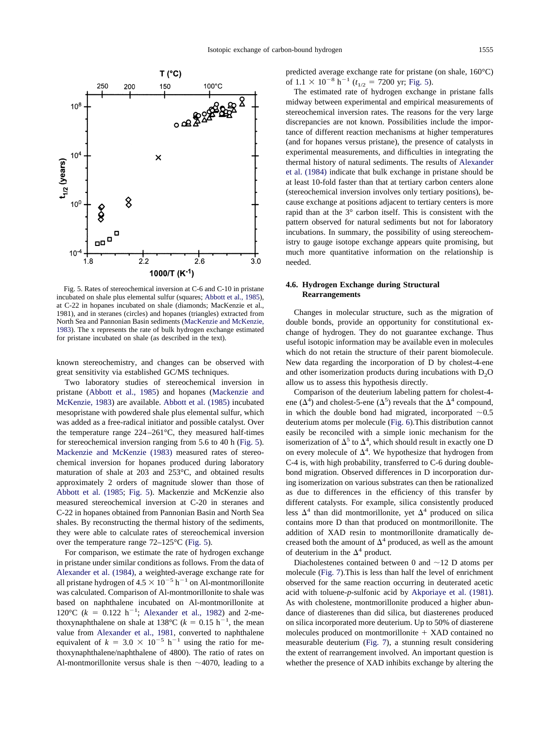Fig. 5. Rates of stereochemical inversion at C-6 and C-10 in pristane incubated on shale plus elemental sulfur (squares; Abbott et al., 1985), at C-22 in hopanes incubated on shale (diamonds; MacKenzie et al., 1981), and in steranes (circles) and hopanes (triangles) extracted from North Sea and Pannonian Basin sediments (MacKenzie and McKenzie, 1983). The x represents the rate of bulk hydrogen exchange estimated for pristane incubated on shale (as described in the text).

known stereochemistry, and changes can be observed with great sensitivity via established GC/MS techniques.

Two laboratory studies of stereochemical inversion in pristane (Abbott et al., 1985) and hopanes (Mackenzie and McKenzie, 1983) are available. Abbott et al. (1985) incubated mesopristane with powdered shale plus elemental sulfur, which was added as a free-radical initiator and possible catalyst. Over the temperature range 224–261°C, they measured half-times for stereochemical inversion ranging from 5.6 to 40 h (Fig. 5). Mackenzie and McKenzie (1983) measured rates of stereochemical inversion for hopanes produced during laboratory maturation of shale at 203 and 253°C, and obtained results approximately 2 orders of magnitude slower than those of Abbott et al. (1985; Fig. 5). Mackenzie and McKenzie also measured stereochemical inversion at C-20 in steranes and C-22 in hopanes obtained from Pannonian Basin and North Sea shales. By reconstructing the thermal history of the sediments, they were able to calculate rates of stereochemical inversion over the temperature range 72–125°C (Fig. 5).

For comparison, we estimate the rate of hydrogen exchange in pristane under similar conditions as follows. From the data of Alexander et al. (1984), a weighted-average exchange rate for all pristane hydrogen of $4.5 \times 10^{-5}$ $h^{-1}$ on Al-montmorillonite was calculated. Comparison of Al-montmorillonite to shale was based on naphthalene incubated on Al-montmorillonite at 120°C ($k = 0.122$ $h^{-1}$; Alexander et al., 1982) and 2-methoxynaphthalene on shale at 138°C ($k = 0.15$ $h^{-1}$, the mean value from Alexander et al., 1981, converted to naphthalene equivalent of $k = 3.0 \times 10^{-5}$ $h^{-1}$ using the ratio for methoxynaphthalene/naphthalene of 4800). The ratio of rates on Al-montmorillonite versus shale is then ~4070, leading to a predicted average exchange rate for pristane (on shale, 160°C) of $1.1 \times 10^{-8}$ $h^{-1}$ ($t_{1/2} = 7200$ yr; Fig. 5).

The estimated rate of hydrogen exchange in pristane falls midway between experimental and empirical measurements of stereochemical inversion rates. The reasons for the very large discrepancies are not known. Possibilities include the importance of different reaction mechanisms at higher temperatures (and for hopanes versus pristane), the presence of catalysts in experimental measurements, and difficulties in integrating the thermal history of natural sediments. The results of Alexander et al. (1984) indicate that bulk exchange in pristane should be at least 10-fold faster than that at tertiary carbon centers alone (stereochemical inversion involves only tertiary positions), because exchange at positions adjacent to tertiary centers is more rapid than at the 3° carbon itself. This is consistent with the pattern observed for natural sediments but not for laboratory incubations. In summary, the possibility of using stereochemistry to gauge isotope exchange appears quite promising, but much more quantitative information on the relationship is needed.

### 4.6. Hydrogen Exchange during Structural Rearrangements

Changes in molecular structure, such as the migration of double bonds, provide an opportunity for constitutional exchange of hydrogen. They do not guarantee exchange. Thus useful isotopic information may be available even in molecules which do not retain the structure of their parent biomolecule. New data regarding the incorporation of D by cholest-4-ene and other isomerization products during incubations with $D_2O$ allow us to assess this hypothesis directly.

Comparison of the deuterium labeling pattern for cholest-4-ene ($\Delta^4$) and cholest-5-ene ($\Delta^5$) reveals that the $\Delta^4$ compound, in which the double bond had migrated, incorporated ~0.5 deuterium atoms per molecule (Fig. 6).This distribution cannot easily be reconciled with a simple ionic mechanism for the isomerization of $\Delta^5$ to $\Delta^4$, which should result in exactly one D on every molecule of $\Delta^4$. We hypothesize that hydrogen from C-4 is, with high probability, transferred to C-6 during double-bond migration. Observed differences in D incorporation during isomerization on various substrates can then be rationalized as due to differences in the efficiency of this transfer by different catalysts. For example, silica consistently produced less $\Delta^4$ than did montmorillonite, yet $\Delta^4$ produced on silica contains more D than that produced on montmorillonite. The addition of XAD resin to montmorillonite dramatically decreased both the amount of $\Delta^4$ produced, as well as the amount of deuterium in the $\Delta^4$ product.

Diacholestenes contained between 0 and ~12 D atoms per molecule (Fig. 7).This is less than half the level of enrichment observed for the same reaction occurring in deuterated acetic acid with toluene-*p*-sulfonic acid by Akporiaye et al. (1981). As with cholestene, montmorillonite produced a higher abundance of diasterenes than did silica, but diasterenes produced on silica incorporated more deuterium. Up to 50% of diasterene molecules produced on montmorillonite + XAD contained no measurable deuterium (Fig. 7), a stunning result considering the extent of rearrangement involved. An important question is whether the presence of XAD inhibits exchange by altering the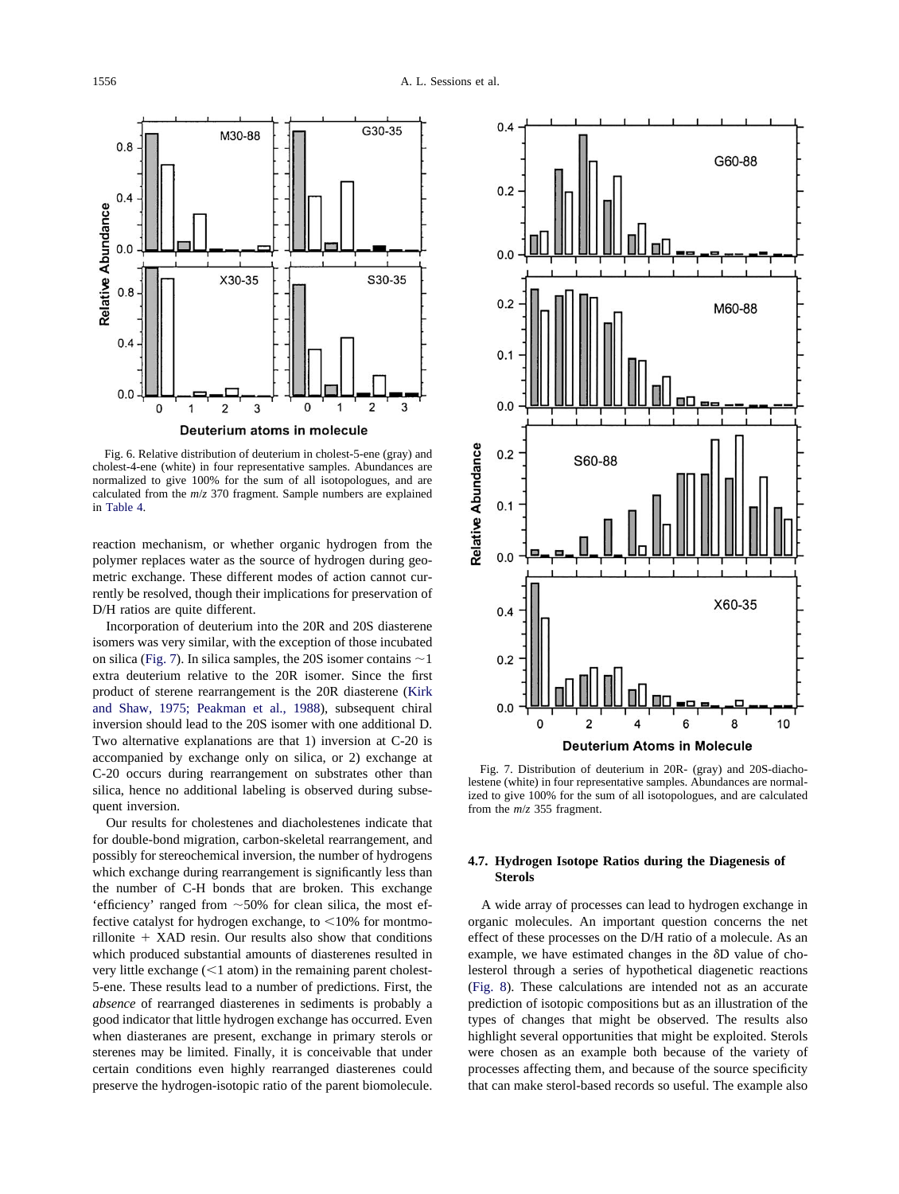Fig. 6. Relative distribution of deuterium in cholest-5-ene (gray) and cholest-4-ene (white) in four representative samples. Abundances are normalized to give 100% for the sum of all isotopologues, and are calculated from the *m/z* 370 fragment. Sample numbers are explained in Table 4.

reaction mechanism, or whether organic hydrogen from the polymer replaces water as the source of hydrogen during geometric exchange. These different modes of action cannot currently be resolved, though their implications for preservation of D/H ratios are quite different.

Incorporation of deuterium into the 20R and 20S diasterene isomers was very similar, with the exception of those incubated on silica (Fig. 7). In silica samples, the 20S isomer contains ~1 extra deuterium relative to the 20R isomer. Since the first product of sterene rearrangement is the 20R diasterene (Kirk and Shaw, 1975; Peakman et al., 1988), subsequent chiral inversion should lead to the 20S isomer with one additional D. Two alternative explanations are that 1) inversion at C-20 is accompanied by exchange only on silica, or 2) exchange at C-20 occurs during rearrangement on substrates other than silica, hence no additional labeling is observed during subsequent inversion.

Our results for cholestenes and diacholestenes indicate that for double-bond migration, carbon-skeletal rearrangement, and possibly for stereochemical inversion, the number of hydrogens which exchange during rearrangement is significantly less than the number of C-H bonds that are broken. This exchange 'efficiency' ranged from ~50% for clean silica, the most effective catalyst for hydrogen exchange, to <10% for montmorillonite + XAD resin. Our results also show that conditions which produced substantial amounts of diasterenes resulted in very little exchange (<1 atom) in the remaining parent cholest-5-ene. These results lead to a number of predictions. First, the *absence* of rearranged diasterenes in sediments is probably a good indicator that little hydrogen exchange has occurred. Even when diasteranes are present, exchange in primary sterols or sterenes may be limited. Finally, it is conceivable that under certain conditions even highly rearranged diasterenes could preserve the hydrogen-isotopic ratio of the parent biomolecule.

Fig. 7. Distribution of deuterium in 20R- (gray) and 20S-diacholestene (white) in four representative samples. Abundances are normalized to give 100% for the sum of all isotopologues, and are calculated from the *m/z* 355 fragment.

### 4.7. Hydrogen Isotope Ratios during the Diagenesis of Sterols

A wide array of processes can lead to hydrogen exchange in organic molecules. An important question concerns the net effect of these processes on the D/H ratio of a molecule. As an example, we have estimated changes in the δD value of cholesterol through a series of hypothetical diagenetic reactions (Fig. 8). These calculations are intended not as an accurate prediction of isotopic compositions but as an illustration of the types of changes that might be observed. The results also highlight several opportunities that might be exploited. Sterols were chosen as an example both because of the variety of processes affecting them, and because of the source specificity that can make sterol-based records so useful. The example also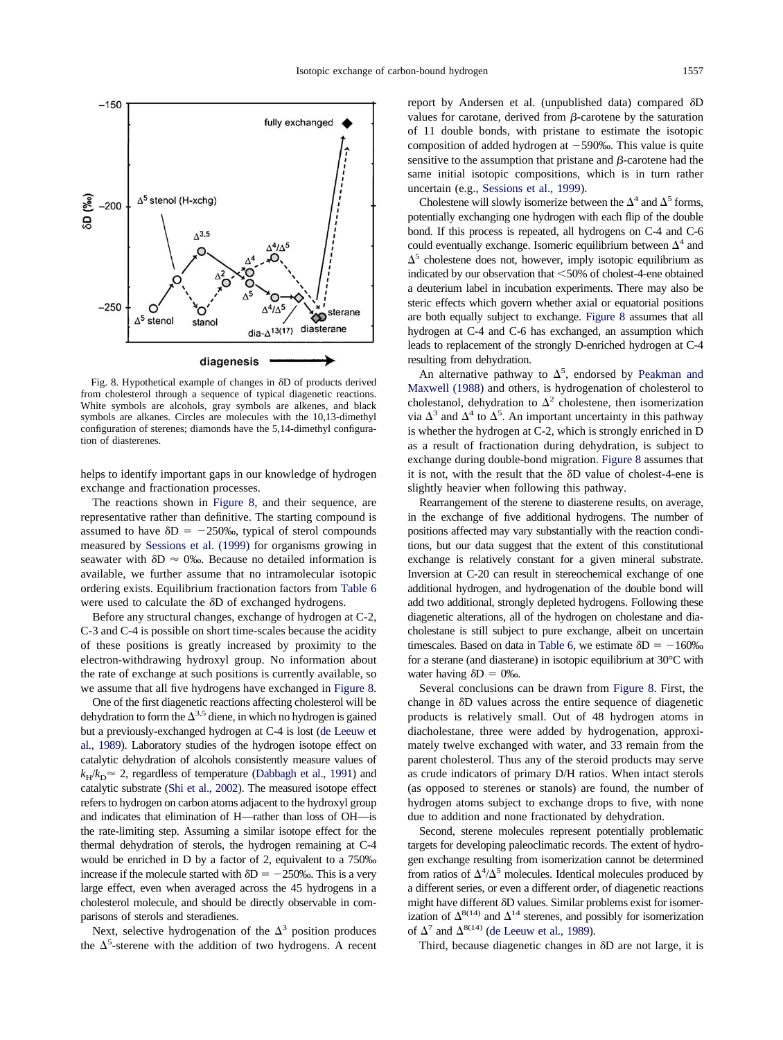Fig. 8. Hypothetical example of changes in δD of products derived from cholesterol through a sequence of typical diagenetic reactions. White symbols are alcohols, gray symbols are alkenes, and black symbols are alkanes. Circles are molecules with the 10,13-dimethyl configuration of sterenes; diamonds have the 5,14-dimethyl configuration of diasterenes.

helps to identify important gaps in our knowledge of hydrogen exchange and fractionation processes.

The reactions shown in Figure 8, and their sequence, are representative rather than definitive. The starting compound is assumed to have δD = −250‰, typical of sterol compounds measured by Sessions et al. (1999) for organisms growing in seawater with δD ≈ 0‰. Because no detailed information is available, we further assume that no intramolecular isotopic ordering exists. Equilibrium fractionation factors from Table 6 were used to calculate the δD of exchanged hydrogens.

Before any structural changes, exchange of hydrogen at C-2, C-3 and C-4 is possible on short time-scales because the acidity of these positions is greatly increased by proximity to the electron-withdrawing hydroxyl group. No information about the rate of exchange at such positions is currently available, so we assume that all five hydrogens have exchanged in Figure 8.

One of the first diagenetic reactions affecting cholesterol will be dehydration to form the $\Delta^{3,5}$ diene, in which no hydrogen is gained but a previously-exchanged hydrogen at C-4 is lost (de Leeuw et al., 1989). Laboratory studies of the hydrogen isotope effect on catalytic dehydration of alcohols consistently measure values of $k_H/k_D \approx 2$, regardless of temperature (Dabbagh et al., 1991) and catalytic substrate (Shi et al., 2002). The measured isotope effect refers to hydrogen on carbon atoms adjacent to the hydroxyl group and indicates that elimination of H—rather than loss of OH—is the rate-limiting step. Assuming a similar isotope effect for the thermal dehydration of sterols, the hydrogen remaining at C-4 would be enriched in D by a factor of 2, equivalent to a 750‰ increase if the molecule started with δD = −250‰. This is a very large effect, even when averaged across the 45 hydrogens in a cholesterol molecule, and should be directly observable in comparisons of sterols and steradienes.

Next, selective hydrogenation of the $\Delta^3$ position produces the $\Delta^5$-sterene with the addition of two hydrogens. A recent report by Andersen et al. (unpublished data) compared δD values for carotane, derived from β-carotene by the saturation of 11 double bonds, with pristane to estimate the isotopic composition of added hydrogen at −590‰. This value is quite sensitive to the assumption that pristane and β-carotene had the same initial isotopic compositions, which is in turn rather uncertain (e.g., Sessions et al., 1999).

Cholestene will slowly isomerize between the $\Delta^4$ and $\Delta^5$ forms, potentially exchanging one hydrogen with each flip of the double bond. If this process is repeated, all hydrogens on C-4 and C-6 could eventually exchange. Isomeric equilibrium between $\Delta^4$ and $\Delta^5$ cholestene does not, however, imply isotopic equilibrium as indicated by our observation that <50% of cholest-4-ene obtained a deuterium label in incubation experiments. There may also be steric effects which govern whether axial or equatorial positions are both equally subject to exchange. Figure 8 assumes that all hydrogen at C-4 and C-6 has exchanged, an assumption which leads to replacement of the strongly D-enriched hydrogen at C-4 resulting from dehydration.

An alternative pathway to $\Delta^5$, endorsed by Peakman and Maxwell (1988) and others, is hydrogenation of cholesterol to cholestanol, dehydration to $\Delta^2$ cholestene, then isomerization via $\Delta^3$ and $\Delta^4$ to $\Delta^5$. An important uncertainty in this pathway is whether the hydrogen at C-2, which is strongly enriched in D as a result of fractionation during dehydration, is subject to exchange during double-bond migration. Figure 8 assumes that it is not, with the result that the δD value of cholest-4-ene is slightly heavier when following this pathway.

Rearrangement of the sterene to diasterene results, on average, in the exchange of five additional hydrogens. The number of positions affected may vary substantially with the reaction conditions, but our data suggest that the extent of this constitutional exchange is relatively constant for a given mineral substrate. Inversion at C-20 can result in stereochemical exchange of one additional hydrogen, and hydrogenation of the double bond will add two additional, strongly depleted hydrogens. Following these diagenetic alterations, all of the hydrogen on cholestane and diacholestane is still subject to pure exchange, albeit on uncertain timescales. Based on data in Table 6, we estimate δD = −160‰ for a sterane (and diasterane) in isotopic equilibrium at 30°C with water having δD = 0‰.

Several conclusions can be drawn from Figure 8. First, the change in δD values across the entire sequence of diagenetic products is relatively small. Out of 48 hydrogen atoms in diacholestane, three were added by hydrogenation, approximately twelve exchanged with water, and 33 remain from the parent cholesterol. Thus any of the steroid products may serve as crude indicators of primary D/H ratios. When intact sterols (as opposed to sterenes or stanols) are found, the number of hydrogen atoms subject to exchange drops to five, with none due to addition and none fractionated by dehydration.

Second, sterene molecules represent potentially problematic targets for developing paleoclimatic records. The extent of hydrogen exchange resulting from isomerization cannot be determined from ratios of $\Delta^4/\Delta^5$ molecules. Identical molecules produced by a different series, or even a different order, of diagenetic reactions might have different δD values. Similar problems exist for isomerization of $\Delta^{8(14)}$ and $\Delta^{14}$ sterenes, and possibly for isomerization of $\Delta^7$ and $\Delta^{8(14)}$ (de Leeuw et al., 1989).

Third, because diagenetic changes in δD are not large, it is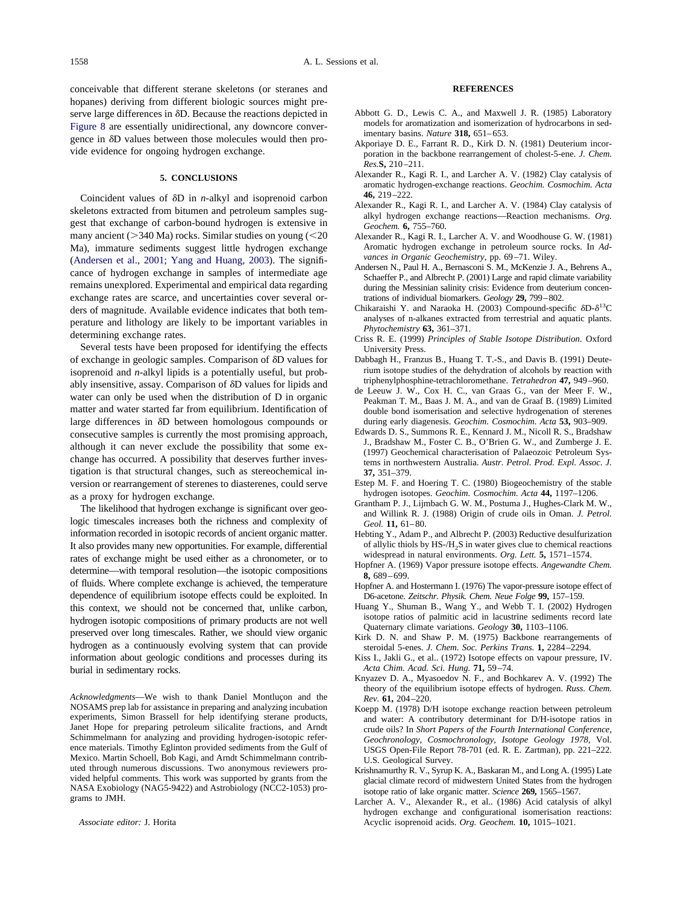conceivable that different sterane skeletons (or steranes and hopanes) deriving from different biologic sources might preserve large differences in δD. Because the reactions depicted in Figure 8 are essentially unidirectional, any downcore convergence in δD values between those molecules would then provide evidence for ongoing hydrogen exchange.

## 5. CONCLUSIONS

Coincident values of δD in *n*-alkyl and isoprenoid carbon skeletons extracted from bitumen and petroleum samples suggest that exchange of carbon-bound hydrogen is extensive in many ancient (>340 Ma) rocks. Similar studies on young (<20 Ma), immature sediments suggest little hydrogen exchange (Andersen et al., 2001; Yang and Huang, 2003). The significance of hydrogen exchange in samples of intermediate age remains unexplored. Experimental and empirical data regarding exchange rates are scarce, and uncertainties cover several orders of magnitude. Available evidence indicates that both temperature and lithology are likely to be important variables in determining exchange rates.

Several tests have been proposed for identifying the effects of exchange in geologic samples. Comparison of δD values for isoprenoid and *n*-alkyl lipids is a potentially useful, but probably insensitive, assay. Comparison of δD values for lipids and water can only be used when the distribution of D in organic matter and water started far from equilibrium. Identification of large differences in δD between homologous compounds or consecutive samples is currently the most promising approach, although it can never exclude the possibility that some exchange has occurred. A possibility that deserves further investigation is that structural changes, such as stereochemical inversion or rearrangement of sterenes to diasterenes, could serve as a proxy for hydrogen exchange.

The likelihood that hydrogen exchange is significant over geologic timescales increases both the richness and complexity of information recorded in isotopic records of ancient organic matter. It also provides many new opportunities. For example, differential rates of exchange might be used either as a chronometer, or to determine—with temporal resolution—the isotopic compositions of fluids. Where complete exchange is achieved, the temperature dependence of equilibrium isotope effects could be exploited. In this context, we should not be concerned that, unlike carbon, hydrogen isotopic compositions of primary products are not well preserved over long timescales. Rather, we should view organic hydrogen as a continuously evolving system that can provide information about geologic conditions and processes during its burial in sedimentary rocks.

*Acknowledgments*—We wish to thank Daniel Montluçon and the NOSAMS prep lab for assistance in preparing and analyzing incubation experiments, Simon Brassell for help identifying sterane products, Janet Hope for preparing petroleum silicalite fractions, and Arndt Schimmelmann for analyzing and providing hydrogen-isotopic reference materials. Timothy Eglinton provided sediments from the Gulf of Mexico. Martin Schoell, Bob Kagi, and Arndt Schimmelmann contributed through numerous discussions. Two anonymous reviewers provided helpful comments. This work was supported by grants from the NASA Exobiology (NAG5-9422) and Astrobiology (NCC2-1053) programs to JMH.

*Associate editor:* J. Horita

## REFERENCES

Abbott G. D., Lewis C. A., and Maxwell J. R. (1985) Laboratory models for aromatization and isomerization of hydrocarbons in sedimentary basins. *Nature* **318,** 651–653.

Akporiaye D. E., Farrant R. D., Kirk D. N. (1981) Deuterium incorporation in the backbone rearrangement of cholest-5-ene. *J. Chem. Res.***S,** 210–211.

Alexander R., Kagi R. I., and Larcher A. V. (1982) Clay catalysis of aromatic hydrogen-exchange reactions. *Geochim. Cosmochim. Acta* **46,** 219–222.

Alexander R., Kagi R. I., and Larcher A. V. (1984) Clay catalysis of alkyl hydrogen exchange reactions—Reaction mechanisms. *Org. Geochem.* **6,** 755–760.

Alexander R., Kagi R. I., Larcher A. V. and Woodhouse G. W. (1981) Aromatic hydrogen exchange in petroleum source rocks. In *Advances in Organic Geochemistry*, pp. 69–71. Wiley.

Andersen N., Paul H. A., Bernasconi S. M., McKenzie J. A., Behrens A., Schaeffer P., and Albrecht P. (2001) Large and rapid climate variability during the Messinian salinity crisis: Evidence from deuterium concentrations of individual biomarkers. *Geology* **29,** 799–802.

Chikaraishi Y. and Naraoka H. (2003) Compound-specific δD-$\delta^{13}$C analyses of n-alkanes extracted from terrestrial and aquatic plants. *Phytochemistry* **63,** 361–371.

Criss R. E. (1999) *Principles of Stable Isotope Distribution*. Oxford University Press.

Dabbagh H., Franzus B., Huang T. T.-S., and Davis B. (1991) Deuterium isotope studies of the dehydration of alcohols by reaction with triphenylphosphine-tetrachloromethane. *Tetrahedron* **47,** 949–960.

de Leeuw J. W., Cox H. C., van Graas G., van der Meer F. W., Peakman T. M., Baas J. M. A., and van de Graaf B. (1989) Limited double bond isomerisation and selective hydrogenation of sterenes during early diagenesis. *Geochim. Cosmochim. Acta* **53,** 903–909.

Edwards D. S., Summons R. E., Kennard J. M., Nicoll R. S., Bradshaw J., Bradshaw M., Foster C. B., O'Brien G. W., and Zumberge J. E. (1997) Geochemical characterisation of Palaeozoic Petroleum Systems in northwestern Australia. *Austr. Petrol. Prod. Expl. Assoc. J.* **37,** 351–379.

Estep M. F. and Hoering T. C. (1980) Biogeochemistry of the stable hydrogen isotopes. *Geochim. Cosmochim. Acta* **44,** 1197–1206.

Grantham P. J., Lijmbach G. W. M., Postuma J., Hughes-Clark M. W., and Willink R. J. (1988) Origin of crude oils in Oman. *J. Petrol. Geol.* **11,** 61–80.

Hebting Y., Adam P., and Albrecht P. (2003) Reductive desulfurization of allylic thiols by $HS^-/H_2S$ in water gives clue to chemical reactions widespread in natural environments. *Org. Lett.* **5,** 1571–1574.

Hopfner A. (1969) Vapor pressure isotope effects. *Angewandte Chem.* **8,** 689–699.

Hopfner A. and Hostermann I. (1976) The vapor-pressure isotope effect of D6-acetone. *Zeitschr. Physik. Chem. Neue Folge* **99,** 157–159.

Huang Y., Shuman B., Wang Y., and Webb T. I. (2002) Hydrogen isotope ratios of palmitic acid in lacustrine sediments record late Quaternary climate variations. *Geology* **30,** 1103–1106.

Kirk D. N. and Shaw P. M. (1975) Backbone rearrangements of steroidal 5-enes. *J. Chem. Soc. Perkins Trans.* **1,** 2284–2294.

Kiss I., Jakli G., et al.. (1972) Isotope effects on vapour pressure, IV. *Acta Chim. Acad. Sci. Hung.* **71,** 59–74.

Knyazev D. A., Myasoedov N. F., and Bochkarev A. V. (1992) The theory of the equilibrium isotope effects of hydrogen. *Russ. Chem. Rev.* **61,** 204–220.

Koepp M. (1978) D/H isotope exchange reaction between petroleum and water: A contributory determinant for D/H-isotope ratios in crude oils? In *Short Papers of the Fourth International Conference, Geochronology, Cosmochronology, Isotope Geology 1978*, Vol. USGS Open-File Report 78-701 (ed. R. E. Zartman), pp. 221–222. U.S. Geological Survey.

Krishnamurthy R. V., Syrup K. A., Baskaran M., and Long A. (1995) Late glacial climate record of midwestern United States from the hydrogen isotope ratio of lake organic matter. *Science* **269,** 1565–1567.

Larcher A. V., Alexander R., et al.. (1986) Acid catalysis of alkyl hydrogen exchange and configurational isomerisation reactions: Acyclic isoprenoid acids. *Org. Geochem.* **10,** 1015–1021.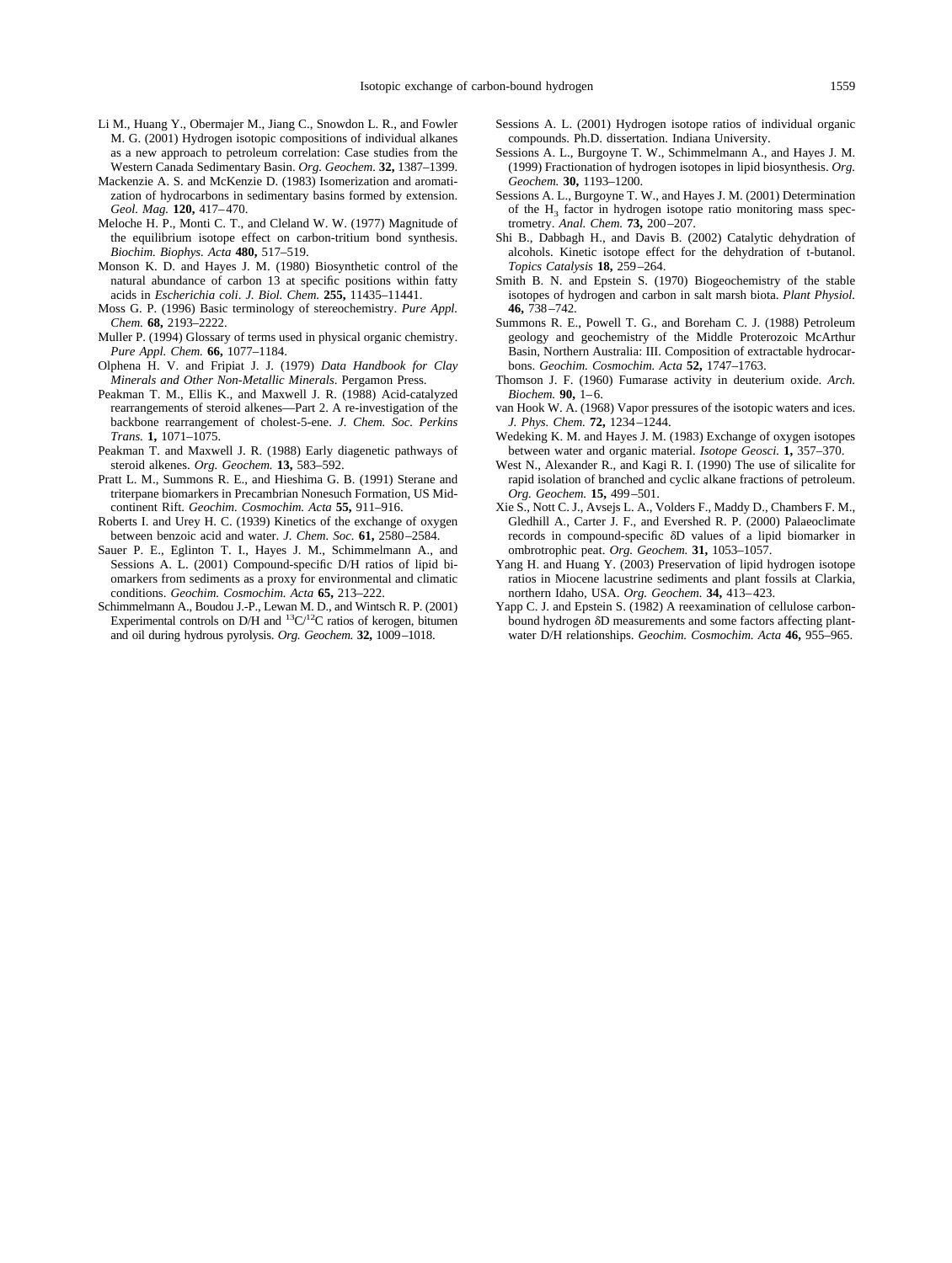Li M., Huang Y., Obermajer M., Jiang C., Snowdon L. R., and Fowler M. G. (2001) Hydrogen isotopic compositions of individual alkanes as a new approach to petroleum correlation: Case studies from the Western Canada Sedimentary Basin. *Org. Geochem.* **32,** 1387–1399.

Mackenzie A. S. and McKenzie D. (1983) Isomerization and aromatization of hydrocarbons in sedimentary basins formed by extension. *Geol. Mag.* **120,** 417–470.

Meloche H. P., Monti C. T., and Cleland W. W. (1977) Magnitude of the equilibrium isotope effect on carbon-tritium bond synthesis. *Biochim. Biophys. Acta* **480,** 517–519.

Monson K. D. and Hayes J. M. (1980) Biosynthetic control of the natural abundance of carbon 13 at specific positions within fatty acids in *Escherichia coli*. *J. Biol. Chem.* **255,** 11435–11441.

Moss G. P. (1996) Basic terminology of stereochemistry. *Pure Appl. Chem.* **68,** 2193–2222.

Muller P. (1994) Glossary of terms used in physical organic chemistry. *Pure Appl. Chem.* **66,** 1077–1184.

Olphena H. V. and Fripiat J. J. (1979) *Data Handbook for Clay Minerals and Other Non-Metallic Minerals*. Pergamon Press.

Peakman T. M., Ellis K., and Maxwell J. R. (1988) Acid-catalyzed rearrangements of steroid alkenes—Part 2. A re-investigation of the backbone rearrangement of cholest-5-ene. *J. Chem. Soc. Perkins Trans.* **1,** 1071–1075.

Peakman T. and Maxwell J. R. (1988) Early diagenetic pathways of steroid alkenes. *Org. Geochem.* **13,** 583–592.

Pratt L. M., Summons R. E., and Hieshima G. B. (1991) Sterane and triterpane biomarkers in Precambrian Nonesuch Formation, US Midcontinent Rift. *Geochim. Cosmochim. Acta* **55,** 911–916.

Roberts I. and Urey H. C. (1939) Kinetics of the exchange of oxygen between benzoic acid and water. *J. Chem. Soc.* **61,** 2580–2584.

Sauer P. E., Eglinton T. I., Hayes J. M., Schimmelmann A., and Sessions A. L. (2001) Compound-specific D/H ratios of lipid biomarkers from sediments as a proxy for environmental and climatic conditions. *Geochim. Cosmochim. Acta* **65,** 213–222.

Schimmelmann A., Boudou J.-P., Lewan M. D., and Wintsch R. P. (2001) Experimental controls on D/H and $^{13}C/^{12}C$ ratios of kerogen, bitumen and oil during hydrous pyrolysis. *Org. Geochem.* **32,** 1009–1018.

Sessions A. L. (2001) Hydrogen isotope ratios of individual organic compounds. Ph.D. dissertation. Indiana University.

Sessions A. L., Burgoyne T. W., Schimmelmann A., and Hayes J. M. (1999) Fractionation of hydrogen isotopes in lipid biosynthesis. *Org. Geochem.* **30,** 1193–1200.

Sessions A. L., Burgoyne T. W., and Hayes J. M. (2001) Determination of the $H_3$ factor in hydrogen isotope ratio monitoring mass spectrometry. *Anal. Chem.* **73,** 200–207.

Shi B., Dabbagh H., and Davis B. (2002) Catalytic dehydration of alcohols. Kinetic isotope effect for the dehydration of t-butanol. *Topics Catalysis* **18,** 259–264.

Smith B. N. and Epstein S. (1970) Biogeochemistry of the stable isotopes of hydrogen and carbon in salt marsh biota. *Plant Physiol.* **46,** 738–742.

Summons R. E., Powell T. G., and Boreham C. J. (1988) Petroleum geology and geochemistry of the Middle Proterozoic McArthur Basin, Northern Australia: III. Composition of extractable hydrocarbons. *Geochim. Cosmochim. Acta* **52,** 1747–1763.

Thomson J. F. (1960) Fumarase activity in deuterium oxide. *Arch. Biochem.* **90,** 1–6.

van Hook W. A. (1968) Vapor pressures of the isotopic waters and ices. *J. Phys. Chem.* **72,** 1234–1244.

Wedeking K. M. and Hayes J. M. (1983) Exchange of oxygen isotopes between water and organic material. *Isotope Geosci.* **1,** 357–370.

West N., Alexander R., and Kagi R. I. (1990) The use of silicalite for rapid isolation of branched and cyclic alkane fractions of petroleum. *Org. Geochem.* **15,** 499–501.

Xie S., Nott C. J., Avsejs L. A., Volders F., Maddy D., Chambers F. M., Gledhill A., Carter J. F., and Evershed R. P. (2000) Palaeoclimate records in compound-specific $\delta D$ values of a lipid biomarker in ombrotrophic peat. *Org. Geochem.* **31,** 1053–1057.

Yang H. and Huang Y. (2003) Preservation of lipid hydrogen isotope ratios in Miocene lacustrine sediments and plant fossils at Clarkia, northern Idaho, USA. *Org. Geochem.* **34,** 413–423.

Yapp C. J. and Epstein S. (1982) A reexamination of cellulose carbon-bound hydrogen $\delta D$ measurements and some factors affecting plant-water D/H relationships. *Geochim. Cosmochim. Acta* **46,** 955–965.